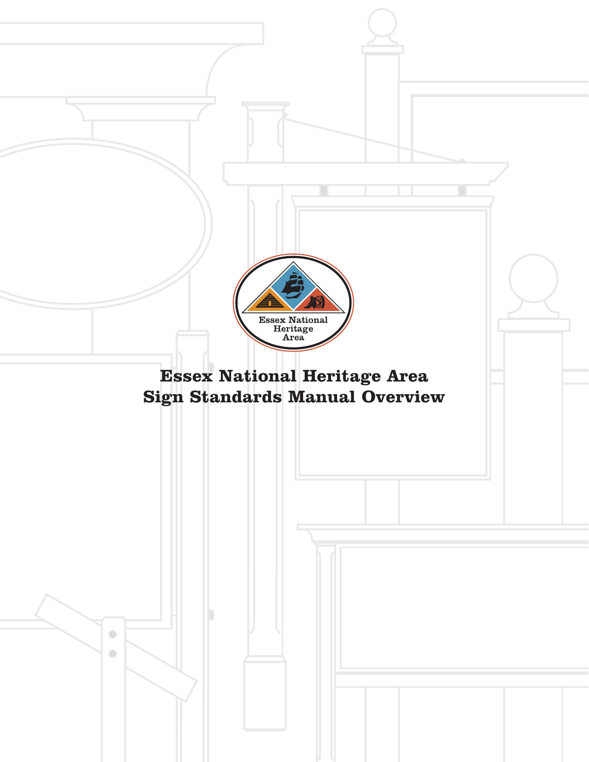Essex National Heritage Area

# Essex National Heritage Area Sign Standards Manual Overview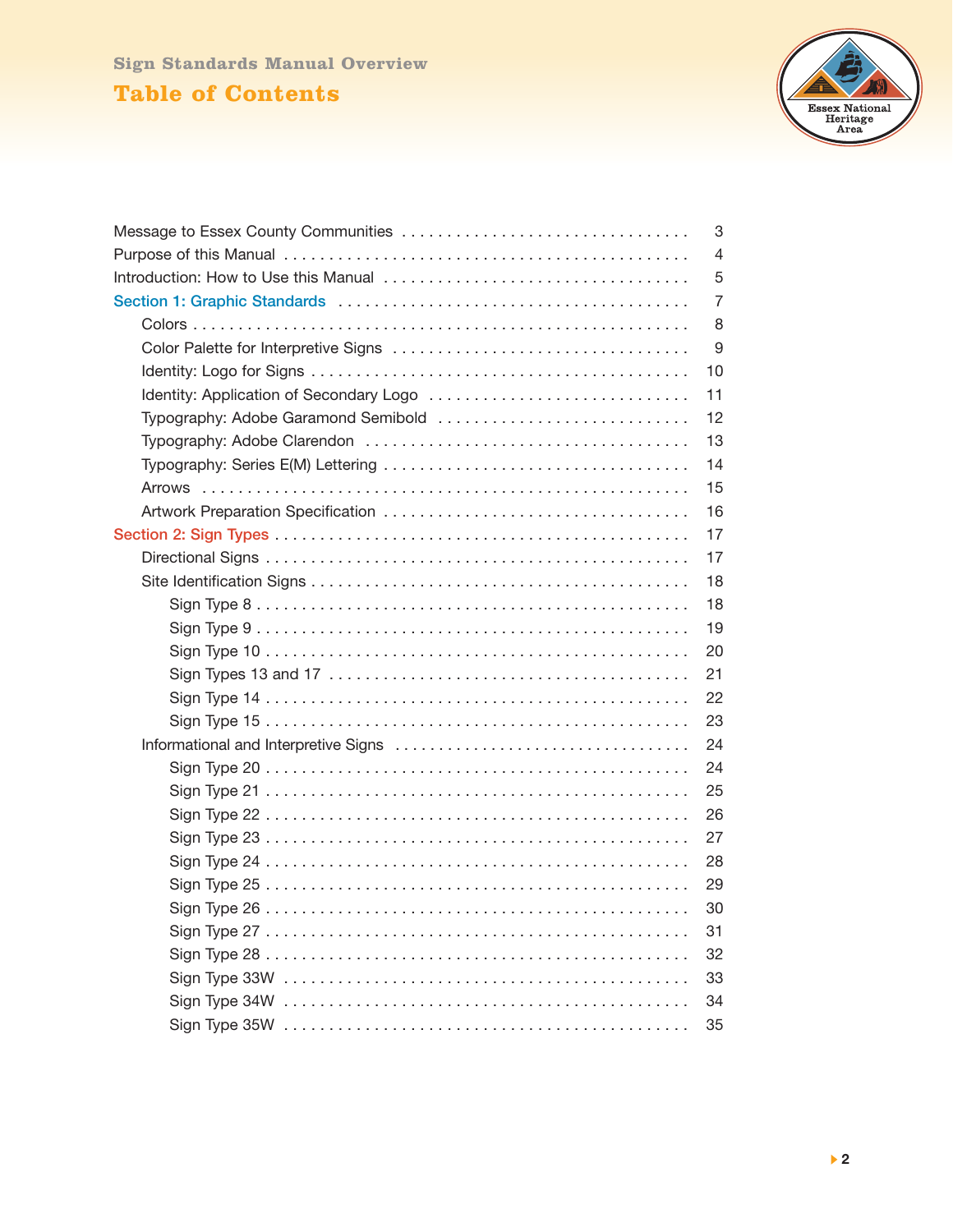Sign Standards Manual Overview

# Table of Contents

- Message to Essex County Communities . . . . . . 3
- Purpose of this Manual . . . . . . 4
- Introduction: How to Use this Manual . . . . . . 5
- **Section 1: Graphic Standards** . . . . . . 7
  - Colors . . . . . . 8
  - Color Palette for Interpretive Signs . . . . . . 9
  - Identity: Logo for Signs . . . . . . 10
  - Identity: Application of Secondary Logo . . . . . . 11
  - Typography: Adobe Garamond Semibold . . . . . . 12
  - Typography: Adobe Clarendon . . . . . . 13
  - Typography: Series E(M) Lettering . . . . . . 14
  - Arrows . . . . . . 15
  - Artwork Preparation Specification . . . . . . 16
- **Section 2: Sign Types** . . . . . . 17
  - Directional Signs . . . . . . 17
  - Site Identification Signs . . . . . . 18
    - Sign Type 8 . . . . . . 18
    - Sign Type 9 . . . . . . 19
    - Sign Type 10 . . . . . . 20
    - Sign Types 13 and 17 . . . . . . 21
    - Sign Type 14 . . . . . . 22
    - Sign Type 15 . . . . . . 23
  - Informational and Interpretive Signs . . . . . . 24
    - Sign Type 20 . . . . . . 24
    - Sign Type 21 . . . . . . 25
    - Sign Type 22 . . . . . . 26
    - Sign Type 23 . . . . . . 27
    - Sign Type 24 . . . . . . 28
    - Sign Type 25 . . . . . . 29
    - Sign Type 26 . . . . . . 30
    - Sign Type 27 . . . . . . 31
    - Sign Type 28 . . . . . . 32
    - Sign Type 33W . . . . . . 33
    - Sign Type 34W . . . . . . 34
    - Sign Type 35W . . . . . . 35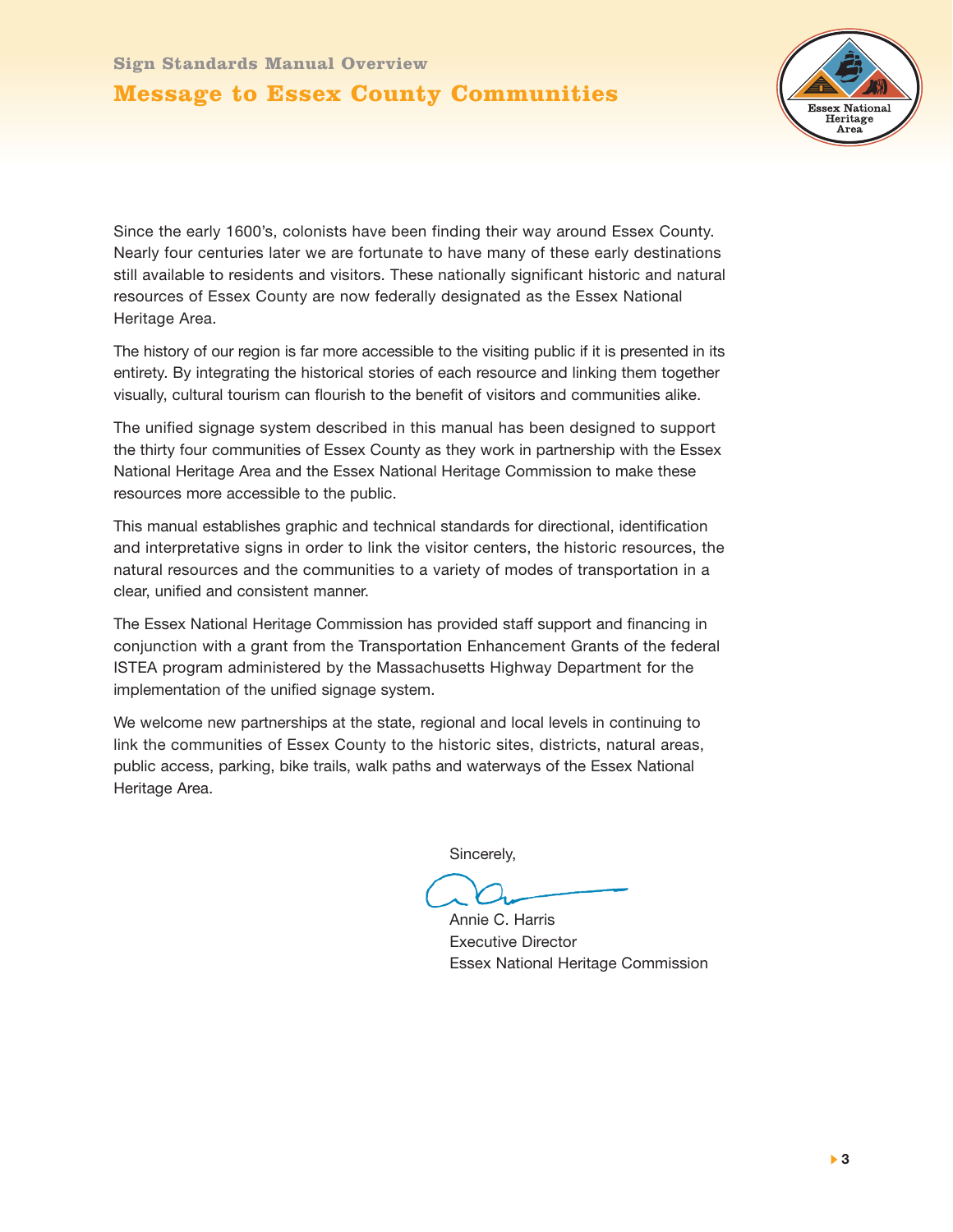Sign Standards Manual Overview

# Message to Essex County Communities

Since the early 1600's, colonists have been finding their way around Essex County. Nearly four centuries later we are fortunate to have many of these early destinations still available to residents and visitors. These nationally significant historic and natural resources of Essex County are now federally designated as the Essex National Heritage Area.

The history of our region is far more accessible to the visiting public if it is presented in its entirety. By integrating the historical stories of each resource and linking them together visually, cultural tourism can flourish to the benefit of visitors and communities alike.

The unified signage system described in this manual has been designed to support the thirty four communities of Essex County as they work in partnership with the Essex National Heritage Area and the Essex National Heritage Commission to make these resources more accessible to the public.

This manual establishes graphic and technical standards for directional, identification and interpretative signs in order to link the visitor centers, the historic resources, the natural resources and the communities to a variety of modes of transportation in a clear, unified and consistent manner.

The Essex National Heritage Commission has provided staff support and financing in conjunction with a grant from the Transportation Enhancement Grants of the federal ISTEA program administered by the Massachusetts Highway Department for the implementation of the unified signage system.

We welcome new partnerships at the state, regional and local levels in continuing to link the communities of Essex County to the historic sites, districts, natural areas, public access, parking, bike trails, walk paths and waterways of the Essex National Heritage Area.

Sincerely,

Annie C. Harris
Executive Director
Essex National Heritage Commission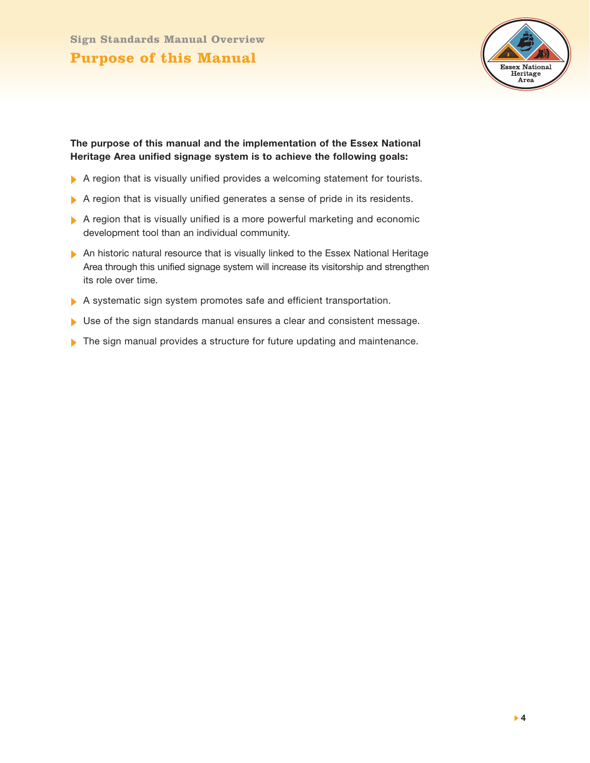Sign Standards Manual Overview

# Purpose of this Manual

**The purpose of this manual and the implementation of the Essex National Heritage Area unified signage system is to achieve the following goals:**

- A region that is visually unified provides a welcoming statement for tourists.
- A region that is visually unified generates a sense of pride in its residents.
- A region that is visually unified is a more powerful marketing and economic development tool than an individual community.
- An historic natural resource that is visually linked to the Essex National Heritage Area through this unified signage system will increase its visitorship and strengthen its role over time.
- A systematic sign system promotes safe and efficient transportation.
- Use of the sign standards manual ensures a clear and consistent message.
- The sign manual provides a structure for future updating and maintenance.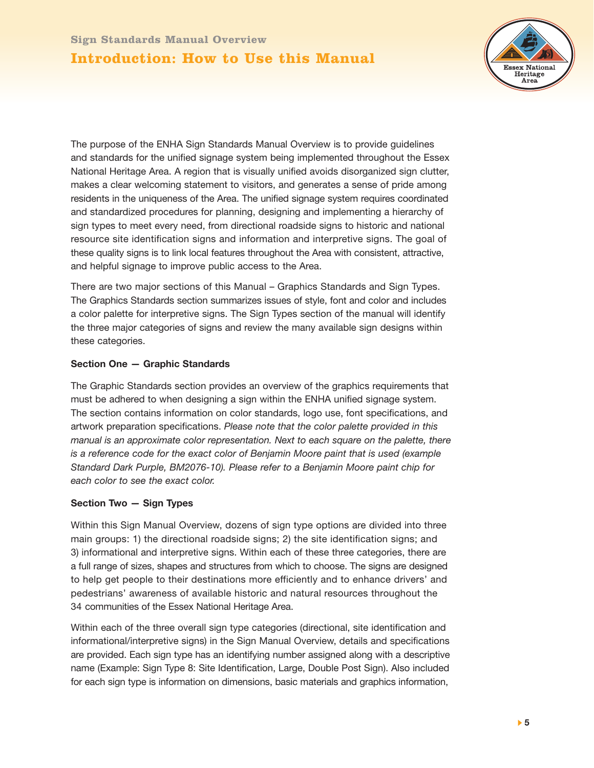## Sign Standards Manual Overview

# Introduction: How to Use this Manual

The purpose of the ENHA Sign Standards Manual Overview is to provide guidelines and standards for the unified signage system being implemented throughout the Essex National Heritage Area. A region that is visually unified avoids disorganized sign clutter, makes a clear welcoming statement to visitors, and generates a sense of pride among residents in the uniqueness of the Area. The unified signage system requires coordinated and standardized procedures for planning, designing and implementing a hierarchy of sign types to meet every need, from directional roadside signs to historic and national resource site identification signs and information and interpretive signs. The goal of these quality signs is to link local features throughout the Area with consistent, attractive, and helpful signage to improve public access to the Area.

There are two major sections of this Manual – Graphics Standards and Sign Types. The Graphics Standards section summarizes issues of style, font and color and includes a color palette for interpretive signs. The Sign Types section of the manual will identify the three major categories of signs and review the many available sign designs within these categories.

**Section One — Graphic Standards**

The Graphic Standards section provides an overview of the graphics requirements that must be adhered to when designing a sign within the ENHA unified signage system. The section contains information on color standards, logo use, font specifications, and artwork preparation specifications. *Please note that the color palette provided in this manual is an approximate color representation. Next to each square on the palette, there is a reference code for the exact color of Benjamin Moore paint that is used (example Standard Dark Purple, BM2076-10). Please refer to a Benjamin Moore paint chip for each color to see the exact color.*

**Section Two — Sign Types**

Within this Sign Manual Overview, dozens of sign type options are divided into three main groups: 1) the directional roadside signs; 2) the site identification signs; and 3) informational and interpretive signs. Within each of these three categories, there are a full range of sizes, shapes and structures from which to choose. The signs are designed to help get people to their destinations more efficiently and to enhance drivers' and pedestrians' awareness of available historic and natural resources throughout the 34 communities of the Essex National Heritage Area.

Within each of the three overall sign type categories (directional, site identification and informational/interpretive signs) in the Sign Manual Overview, details and specifications are provided. Each sign type has an identifying number assigned along with a descriptive name (Example: Sign Type 8: Site Identification, Large, Double Post Sign). Also included for each sign type is information on dimensions, basic materials and graphics information,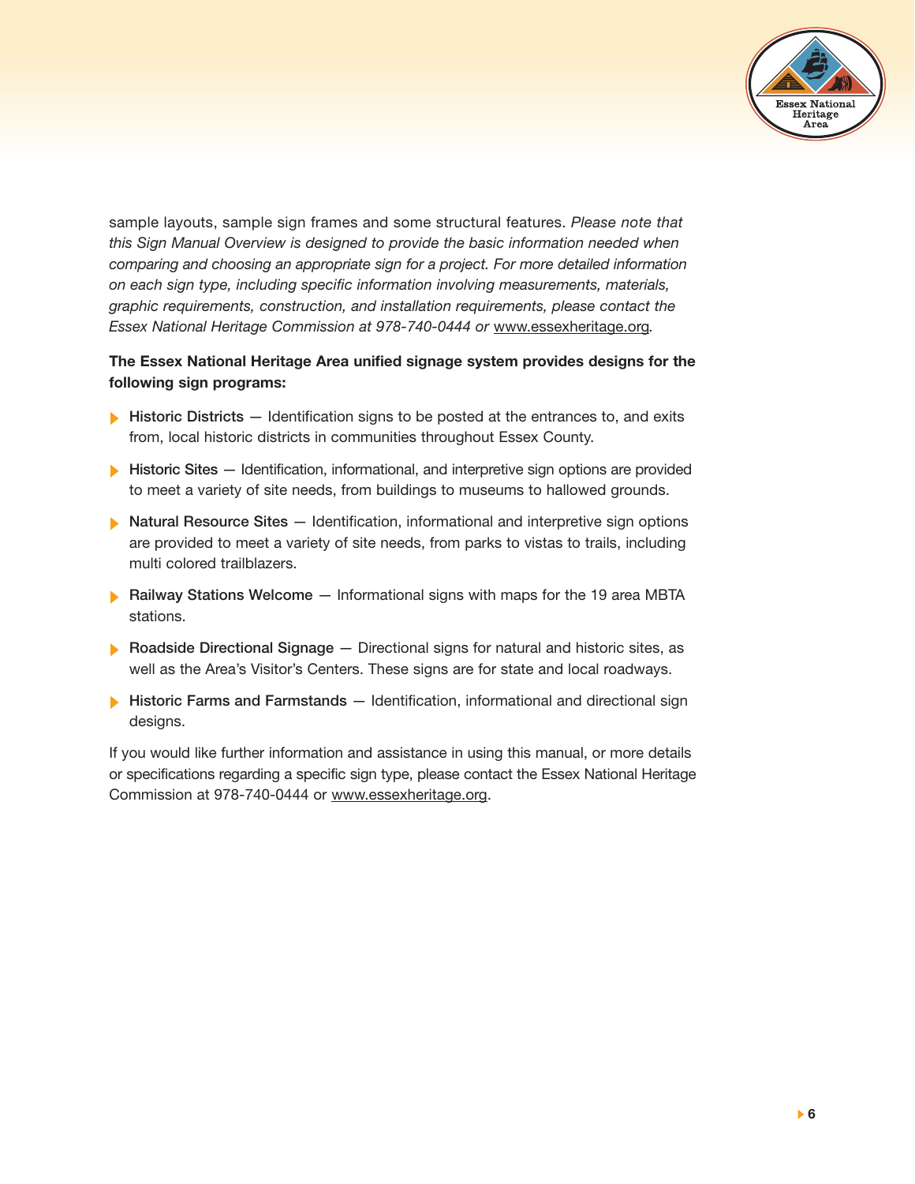sample layouts, sample sign frames and some structural features. *Please note that this Sign Manual Overview is designed to provide the basic information needed when comparing and choosing an appropriate sign for a project. For more detailed information on each sign type, including specific information involving measurements, materials, graphic requirements, construction, and installation requirements, please contact the Essex National Heritage Commission at 978-740-0444 or www.essexheritage.org.*

**The Essex National Heritage Area unified signage system provides designs for the following sign programs:**

- Historic Districts — Identification signs to be posted at the entrances to, and exits from, local historic districts in communities throughout Essex County.
- Historic Sites — Identification, informational, and interpretive sign options are provided to meet a variety of site needs, from buildings to museums to hallowed grounds.
- Natural Resource Sites — Identification, informational and interpretive sign options are provided to meet a variety of site needs, from parks to vistas to trails, including multi colored trailblazers.
- Railway Stations Welcome — Informational signs with maps for the 19 area MBTA stations.
- Roadside Directional Signage — Directional signs for natural and historic sites, as well as the Area's Visitor's Centers. These signs are for state and local roadways.
- Historic Farms and Farmstands — Identification, informational and directional sign designs.

If you would like further information and assistance in using this manual, or more details or specifications regarding a specific sign type, please contact the Essex National Heritage Commission at 978-740-0444 or www.essexheritage.org.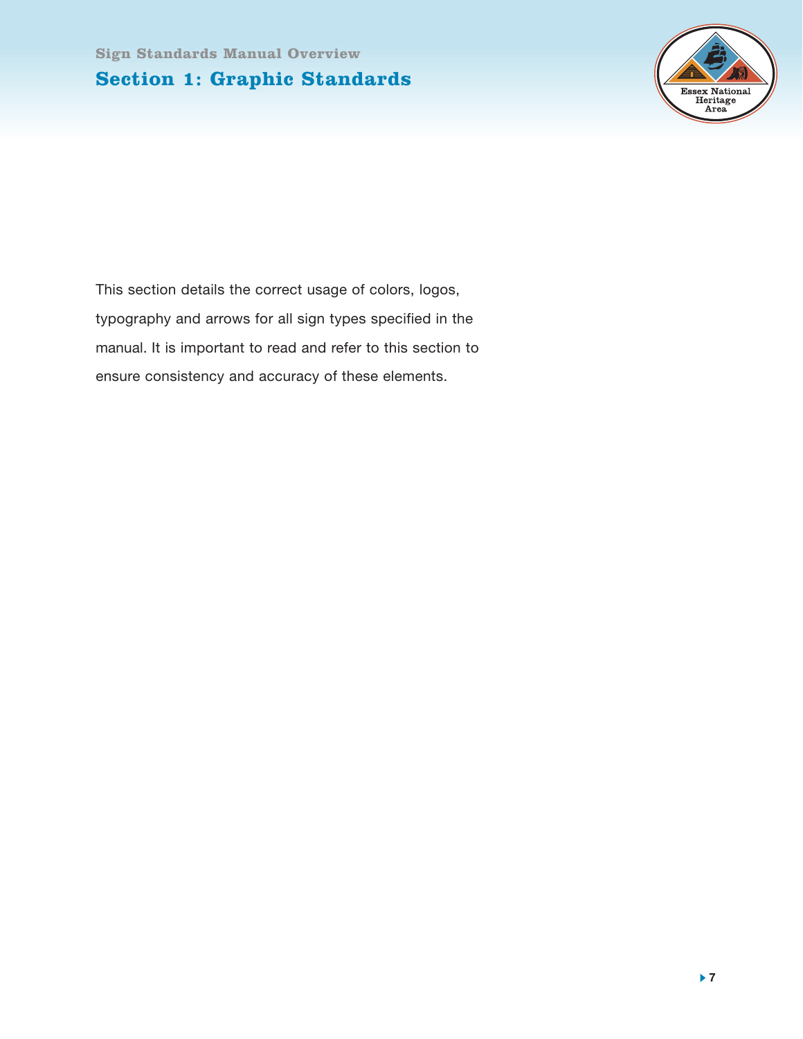Sign Standards Manual Overview

# Section 1: Graphic Standards

This section details the correct usage of colors, logos, typography and arrows for all sign types specified in the manual. It is important to read and refer to this section to ensure consistency and accuracy of these elements.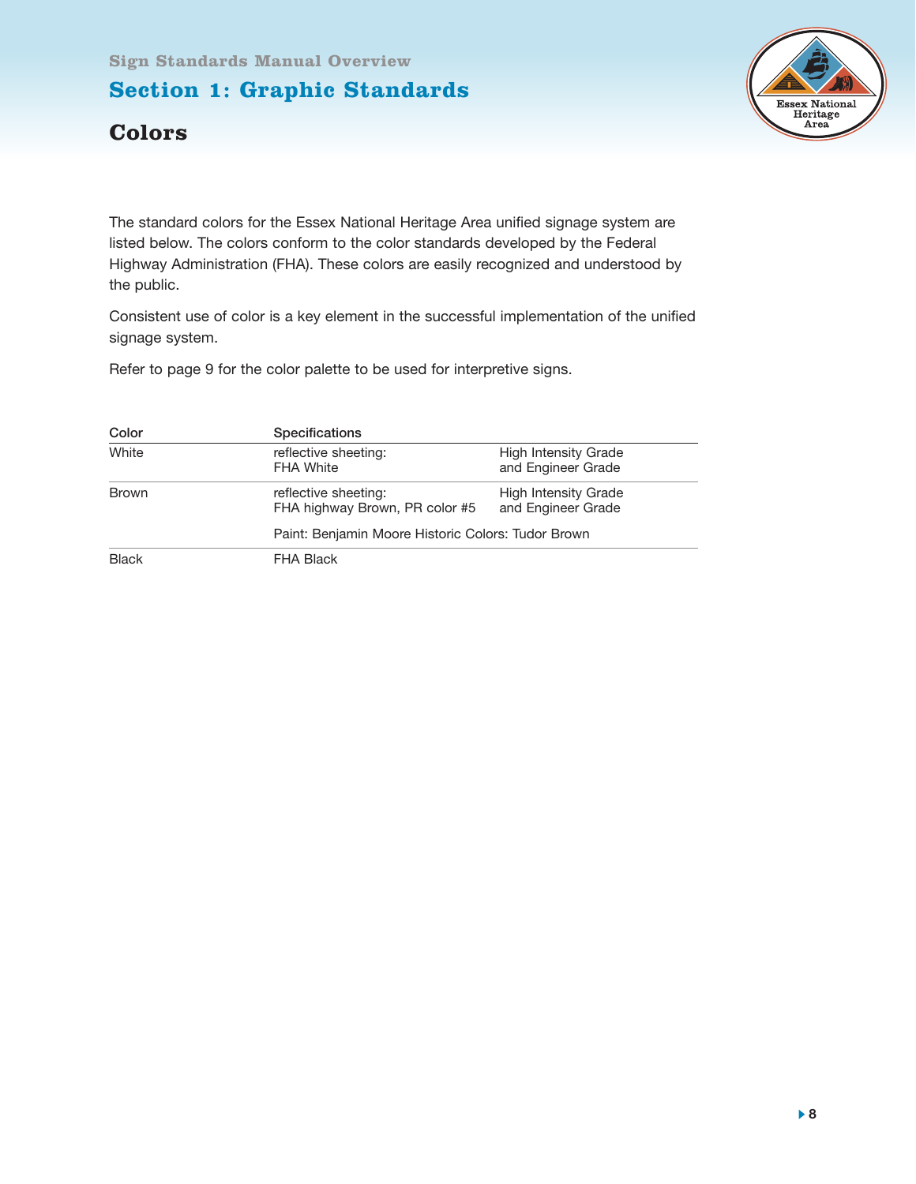Sign Standards Manual Overview

## Section 1: Graphic Standards

### Colors

The standard colors for the Essex National Heritage Area unified signage system are listed below. The colors conform to the color standards developed by the Federal Highway Administration (FHA). These colors are easily recognized and understood by the public.

Consistent use of color is a key element in the successful implementation of the unified signage system.

Refer to page 9 for the color palette to be used for interpretive signs.

| Color | Specifications | |
|---|---|---|
| White | reflective sheeting:<br>FHA White | High Intensity Grade<br>and Engineer Grade |
| Brown | reflective sheeting:<br>FHA highway Brown, PR color #5 | High Intensity Grade<br>and Engineer Grade |
| | Paint: Benjamin Moore Historic Colors: Tudor Brown | |
| Black | FHA Black | |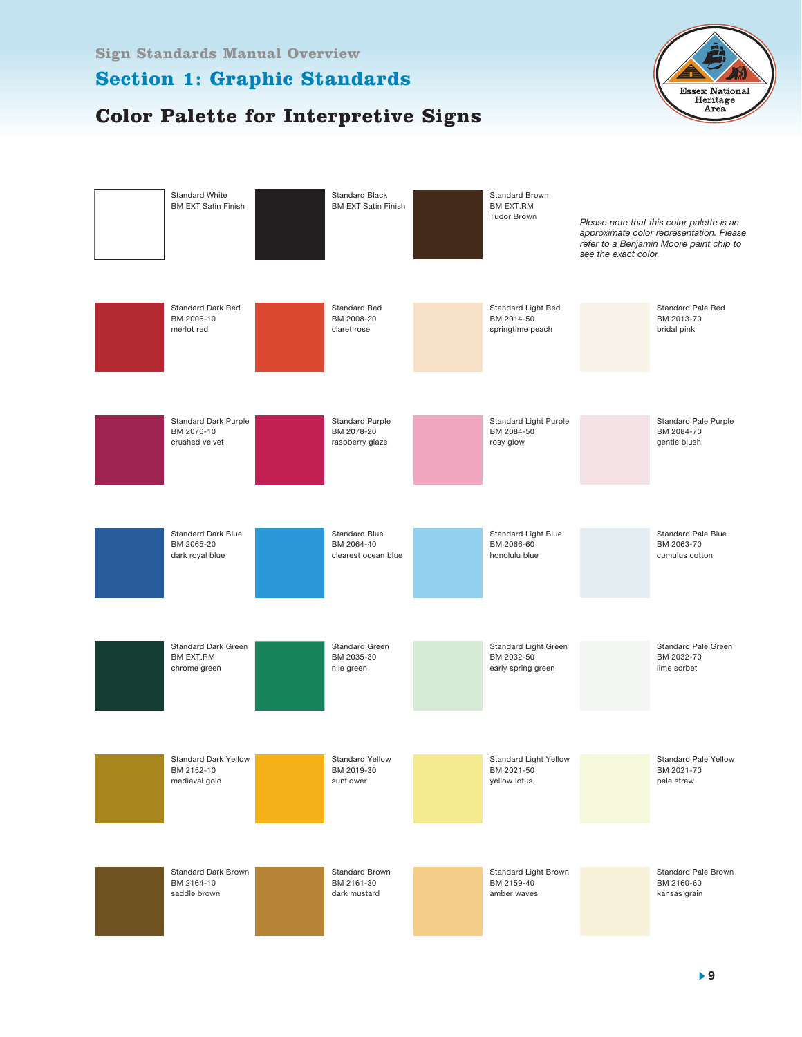Sign Standards Manual Overview

# Section 1: Graphic Standards

## Color Palette for Interpretive Signs

Standard White
BM EXT Satin Finish

Standard Black
BM EXT Satin Finish

Standard Brown
BM EXT.RM
Tudor Brown

*Please note that this color palette is an approximate color representation. Please refer to a Benjamin Moore paint chip to see the exact color.*

Standard Dark Red
BM 2006-10
merlot red

Standard Red
BM 2008-20
claret rose

Standard Light Red
BM 2014-50
springtime peach

Standard Pale Red
BM 2013-70
bridal pink

Standard Dark Purple
BM 2076-10
crushed velvet

Standard Purple
BM 2078-20
raspberry glaze

Standard Light Purple
BM 2084-50
rosy glow

Standard Pale Purple
BM 2084-70
gentle blush

Standard Dark Blue
BM 2065-20
dark royal blue

Standard Blue
BM 2064-40
clearest ocean blue

Standard Light Blue
BM 2066-60
honolulu blue

Standard Pale Blue
BM 2063-70
cumulus cotton

Standard Dark Green
BM EXT.RM
chrome green

Standard Green
BM 2035-30
nile green

Standard Light Green
BM 2032-50
early spring green

Standard Pale Green
BM 2032-70
lime sorbet

Standard Dark Yellow
BM 2152-10
medieval gold

Standard Yellow
BM 2019-30
sunflower

Standard Light Yellow
BM 2021-50
yellow lotus

Standard Pale Yellow
BM 2021-70
pale straw

Standard Dark Brown
BM 2164-10
saddle brown

Standard Brown
BM 2161-30
dark mustard

Standard Light Brown
BM 2159-40
amber waves

Standard Pale Brown
BM 2160-60
kansas grain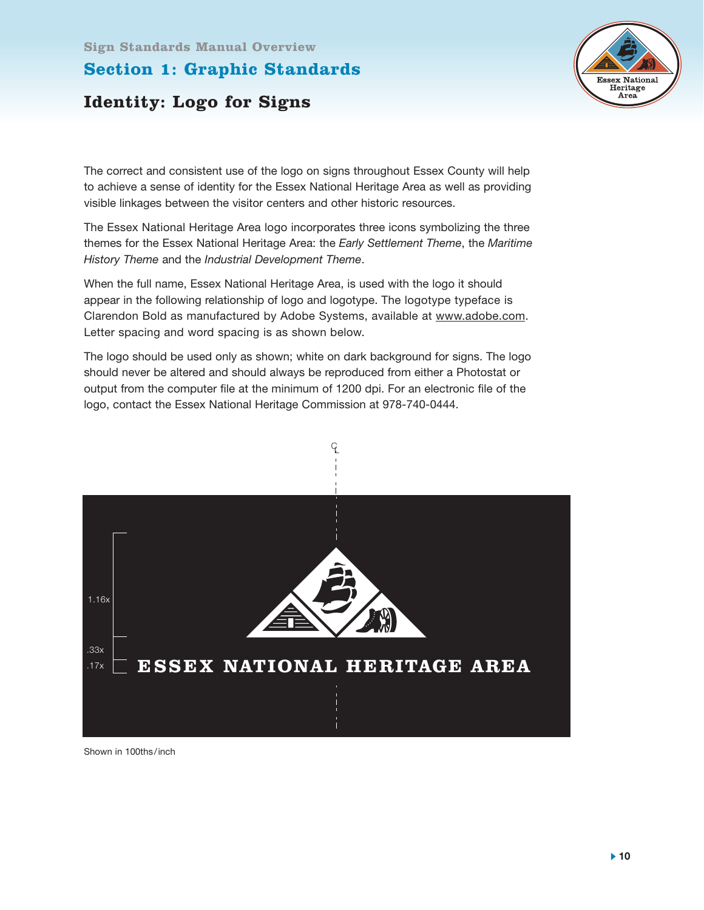Sign Standards Manual Overview

## Section 1: Graphic Standards

### Identity: Logo for Signs

The correct and consistent use of the logo on signs throughout Essex County will help to achieve a sense of identity for the Essex National Heritage Area as well as providing visible linkages between the visitor centers and other historic resources.

The Essex National Heritage Area logo incorporates three icons symbolizing the three themes for the Essex National Heritage Area: the *Early Settlement Theme*, the *Maritime History Theme* and the *Industrial Development Theme*.

When the full name, Essex National Heritage Area, is used with the logo it should appear in the following relationship of logo and logotype. The logotype typeface is Clarendon Bold as manufactured by Adobe Systems, available at www.adobe.com. Letter spacing and word spacing is as shown below.

The logo should be used only as shown; white on dark background for signs. The logo should never be altered and should always be reproduced from either a Photostat or output from the computer file at the minimum of 1200 dpi. For an electronic file of the logo, contact the Essex National Heritage Commission at 978-740-0444.

1.16x

.33x

.17x

ESSEX NATIONAL HERITAGE AREA

Shown in 100ths/inch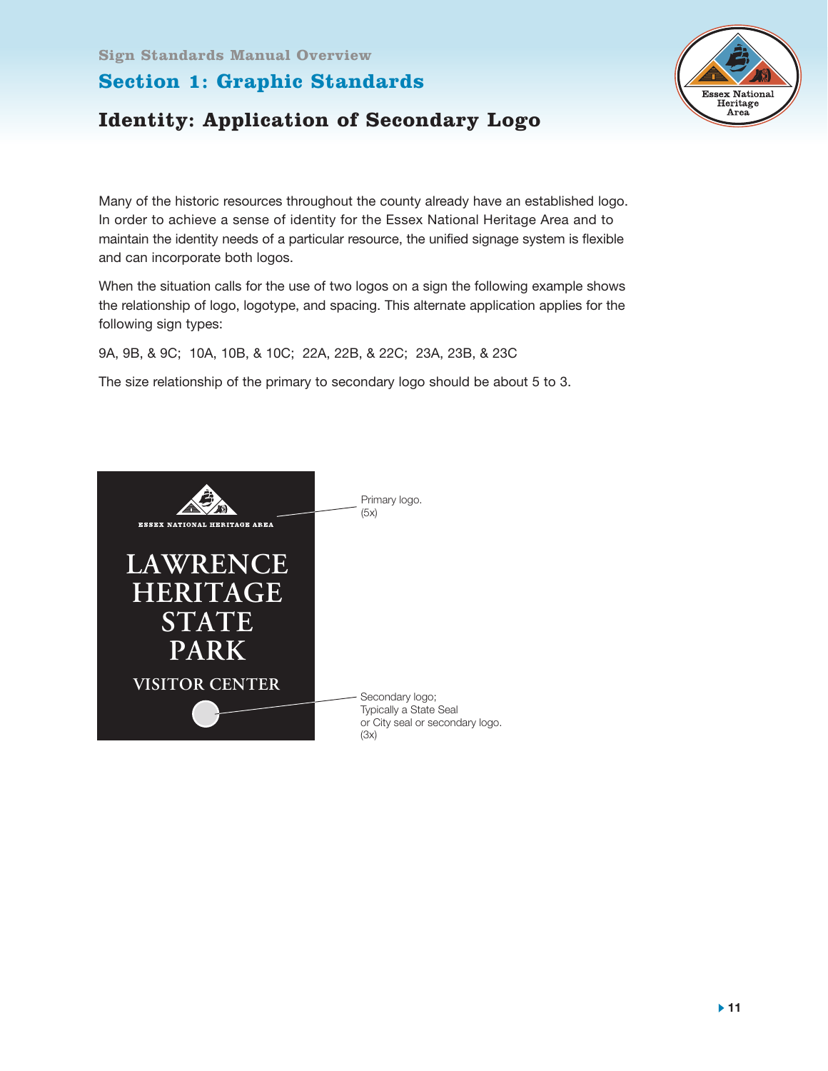Sign Standards Manual Overview

## Section 1: Graphic Standards

### Identity: Application of Secondary Logo

Many of the historic resources throughout the county already have an established logo. In order to achieve a sense of identity for the Essex National Heritage Area and to maintain the identity needs of a particular resource, the unified signage system is flexible and can incorporate both logos.

When the situation calls for the use of two logos on a sign the following example shows the relationship of logo, logotype, and spacing. This alternate application applies for the following sign types:

9A, 9B, & 9C;  10A, 10B, & 10C;  22A, 22B, & 22C;  23A, 23B, & 23C

The size relationship of the primary to secondary logo should be about 5 to 3.

ESSEX NATIONAL HERITAGE AREA

LAWRENCE HERITAGE STATE PARK

VISITOR CENTER

Primary logo. (5x)

Secondary logo; Typically a State Seal or City seal or secondary logo. (3x)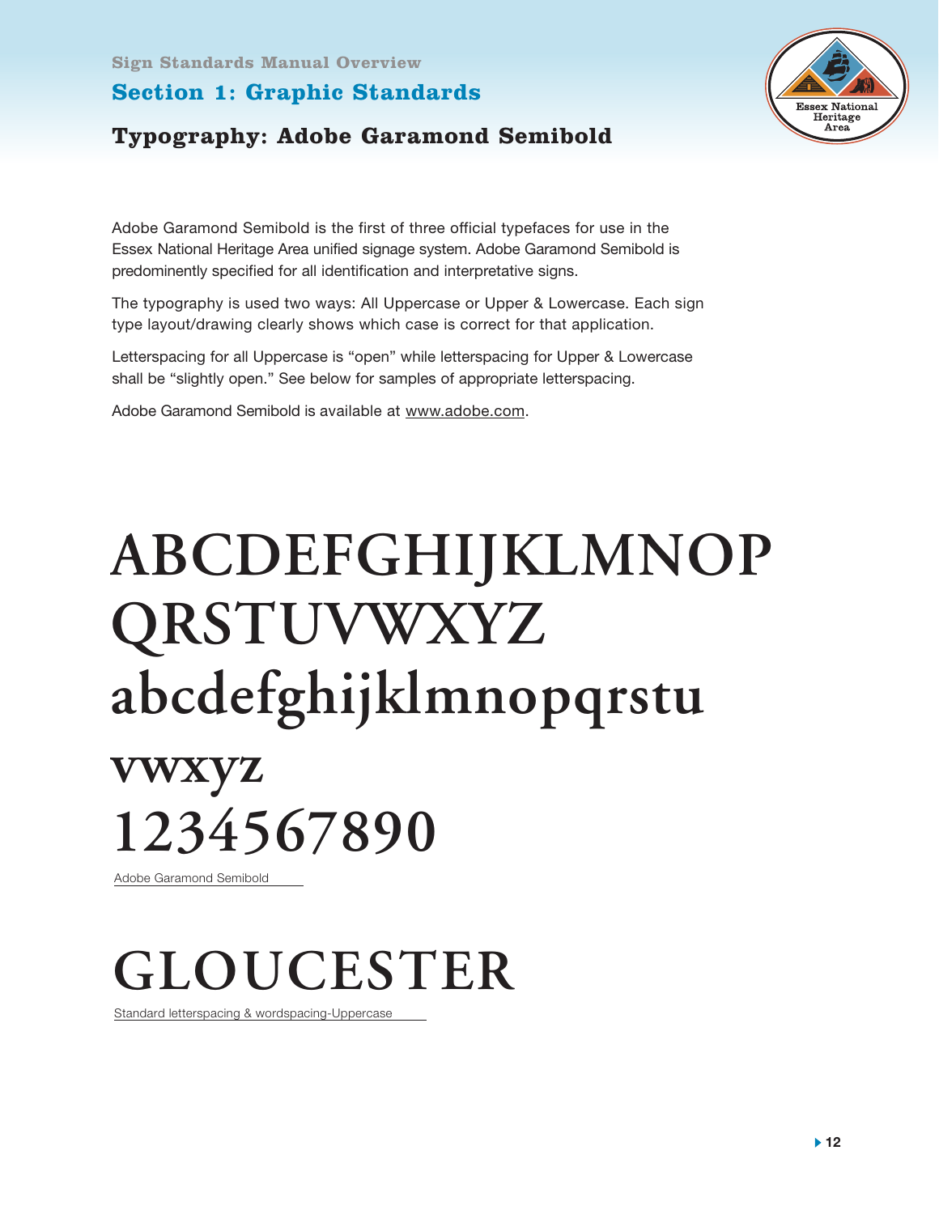Sign Standards Manual Overview

## Section 1: Graphic Standards

### Typography: Adobe Garamond Semibold

Adobe Garamond Semibold is the first of three official typefaces for use in the Essex National Heritage Area unified signage system. Adobe Garamond Semibold is predominently specified for all identification and interpretative signs.

The typography is used two ways: All Uppercase or Upper & Lowercase. Each sign type layout/drawing clearly shows which case is correct for that application.

Letterspacing for all Uppercase is "open" while letterspacing for Upper & Lowercase shall be "slightly open." See below for samples of appropriate letterspacing.

Adobe Garamond Semibold is available at www.adobe.com.

ABCDEFGHIJKLMNOP
QRSTUVWXYZ
abcdefghijklmnopqrstu
vwxyz
1234567890

Adobe Garamond Semibold

GLOUCESTER

Standard letterspacing & wordspacing-Uppercase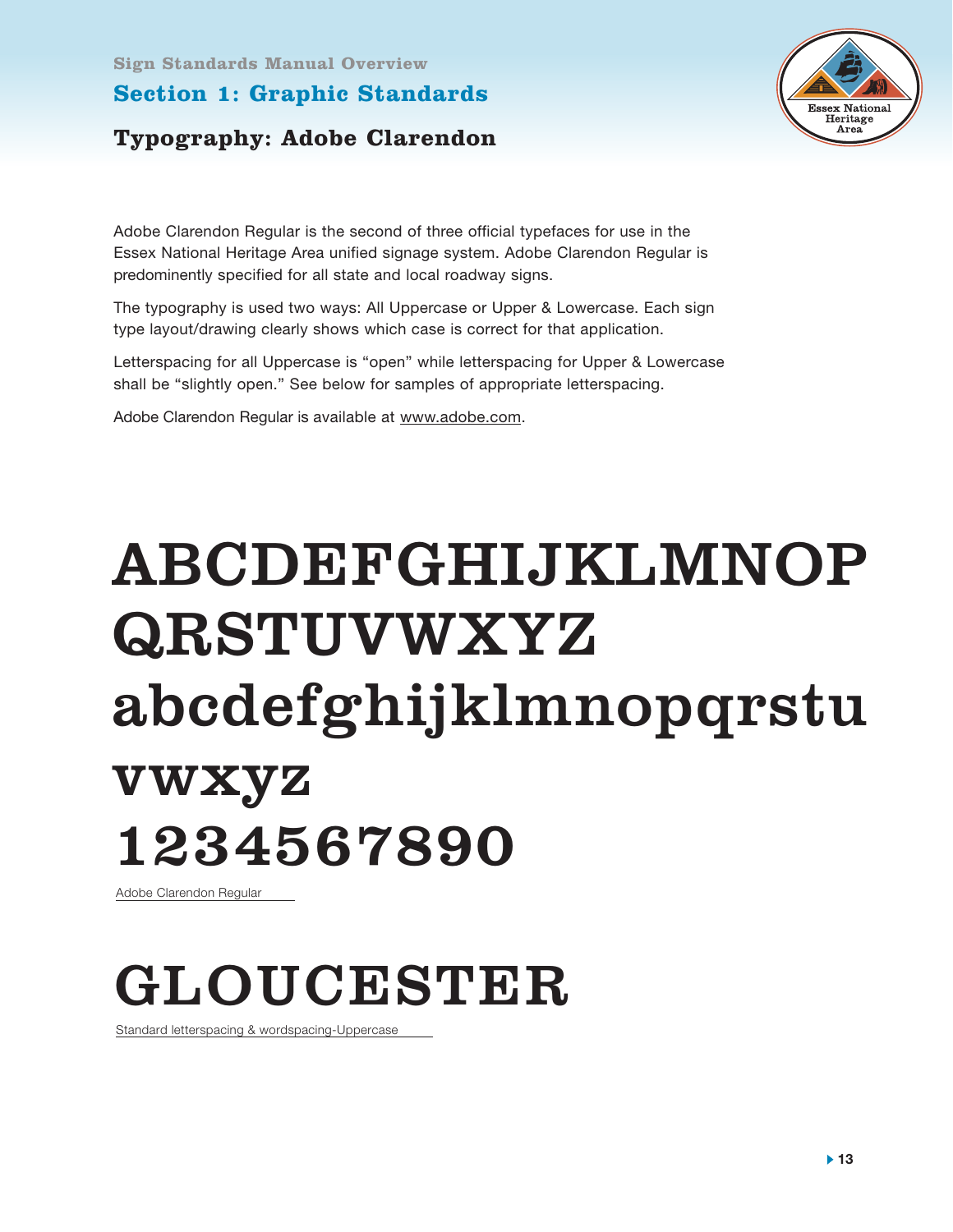Sign Standards Manual Overview

## Section 1: Graphic Standards

### Typography: Adobe Clarendon

Adobe Clarendon Regular is the second of three official typefaces for use in the Essex National Heritage Area unified signage system. Adobe Clarendon Regular is predominently specified for all state and local roadway signs.

The typography is used two ways: All Uppercase or Upper & Lowercase. Each sign type layout/drawing clearly shows which case is correct for that application.

Letterspacing for all Uppercase is "open" while letterspacing for Upper & Lowercase shall be "slightly open." See below for samples of appropriate letterspacing.

Adobe Clarendon Regular is available at www.adobe.com.

ABCDEFGHIJKLMNOP
QRSTUVWXYZ
abcdefghijklmnopqrstu
vwxyz
1234567890

Adobe Clarendon Regular

GLOUCESTER

Standard letterspacing & wordspacing-Uppercase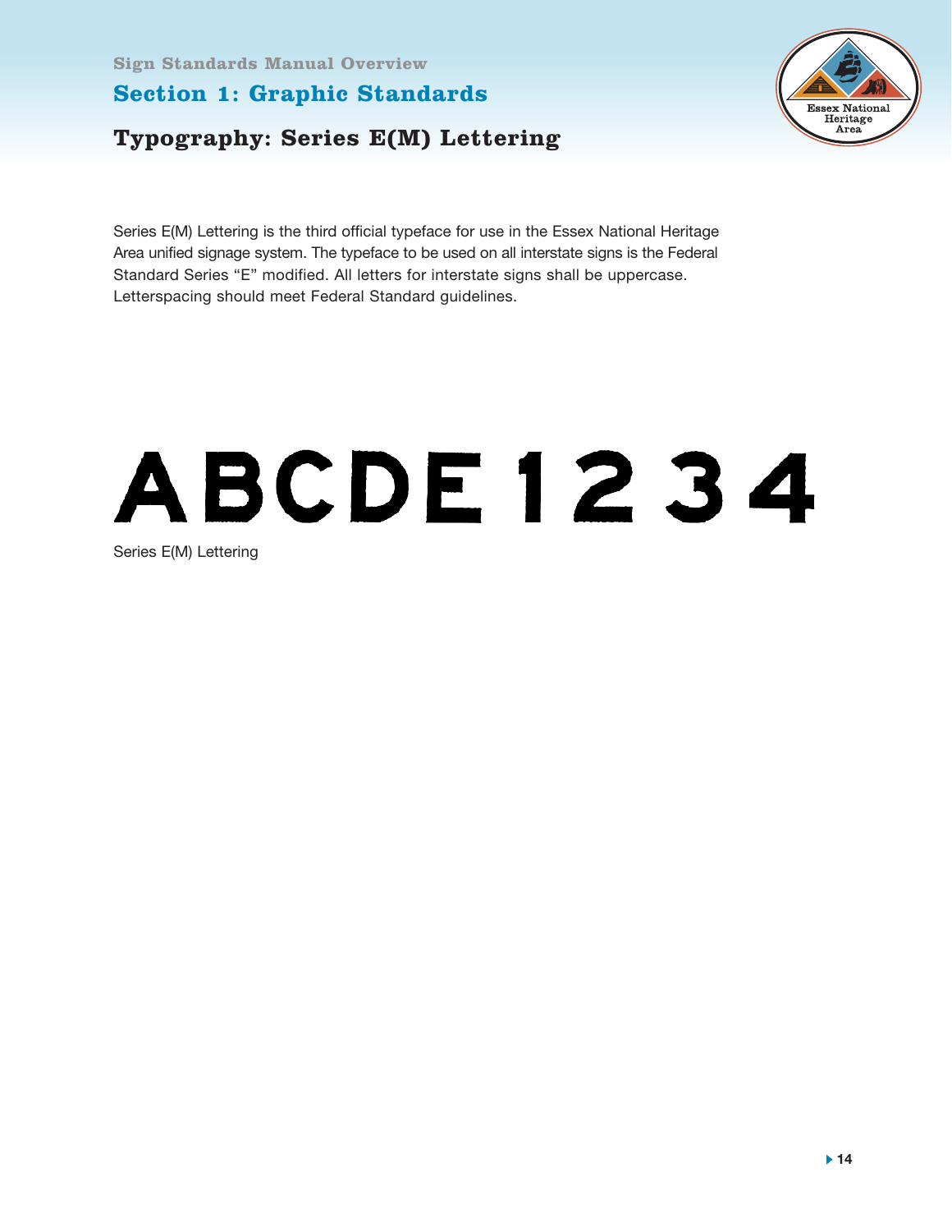Sign Standards Manual Overview

## Section 1: Graphic Standards

### Typography: Series E(M) Lettering

Series E(M) Lettering is the third official typeface for use in the Essex National Heritage Area unified signage system. The typeface to be used on all interstate signs is the Federal Standard Series "E" modified. All letters for interstate signs shall be uppercase. Letterspacing should meet Federal Standard guidelines.

ABCDE 1 2 3 4

Series E(M) Lettering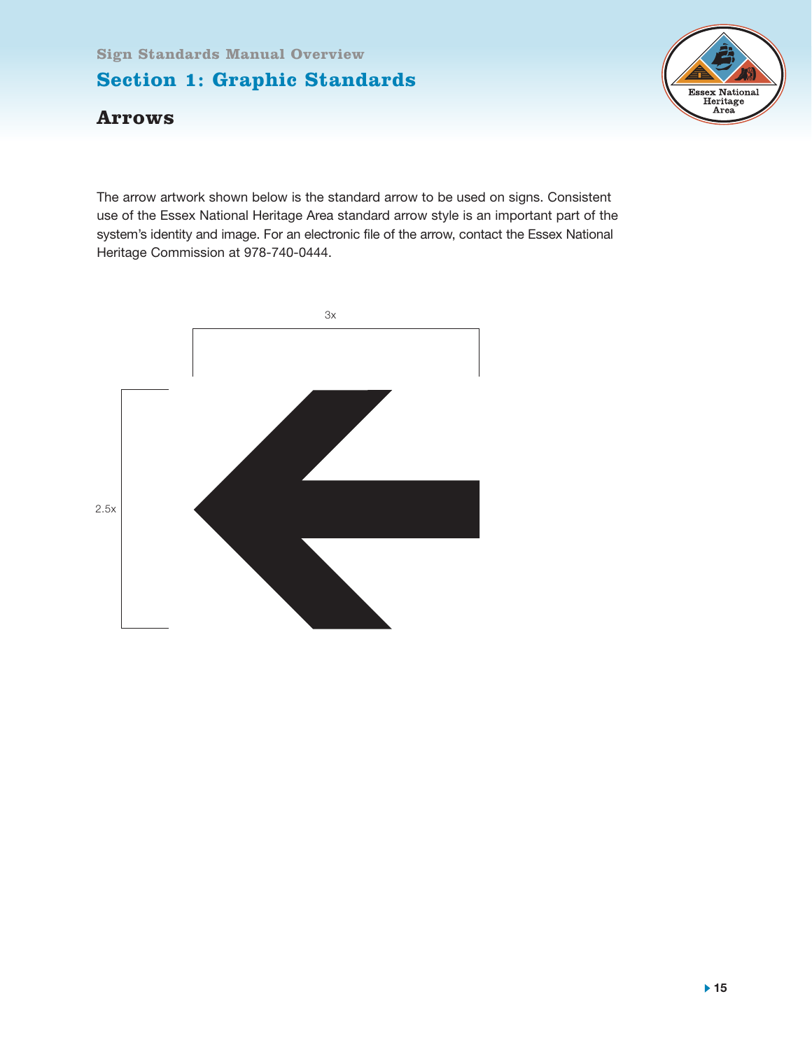Sign Standards Manual Overview

## Section 1: Graphic Standards

### Arrows

The arrow artwork shown below is the standard arrow to be used on signs. Consistent use of the Essex National Heritage Area standard arrow style is an important part of the system's identity and image. For an electronic file of the arrow, contact the Essex National Heritage Commission at 978-740-0444.

3x

2.5x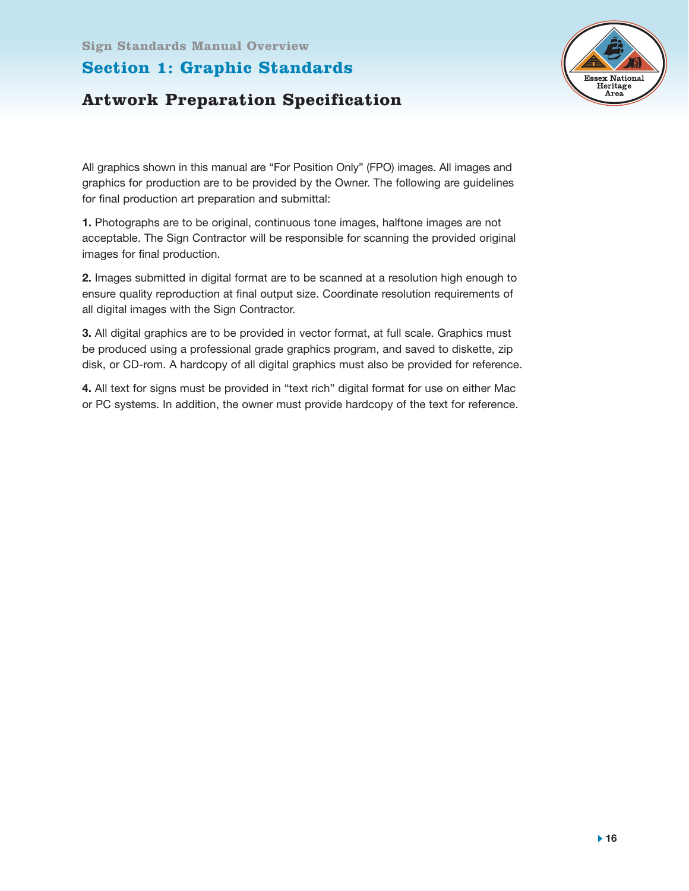Sign Standards Manual Overview

# Section 1: Graphic Standards

## Artwork Preparation Specification

All graphics shown in this manual are "For Position Only" (FPO) images. All images and graphics for production are to be provided by the Owner. The following are guidelines for final production art preparation and submittal:

**1.** Photographs are to be original, continuous tone images, halftone images are not acceptable. The Sign Contractor will be responsible for scanning the provided original images for final production.

**2.** Images submitted in digital format are to be scanned at a resolution high enough to ensure quality reproduction at final output size. Coordinate resolution requirements of all digital images with the Sign Contractor.

**3.** All digital graphics are to be provided in vector format, at full scale. Graphics must be produced using a professional grade graphics program, and saved to diskette, zip disk, or CD-rom. A hardcopy of all digital graphics must also be provided for reference.

**4.** All text for signs must be provided in "text rich" digital format for use on either Mac or PC systems. In addition, the owner must provide hardcopy of the text for reference.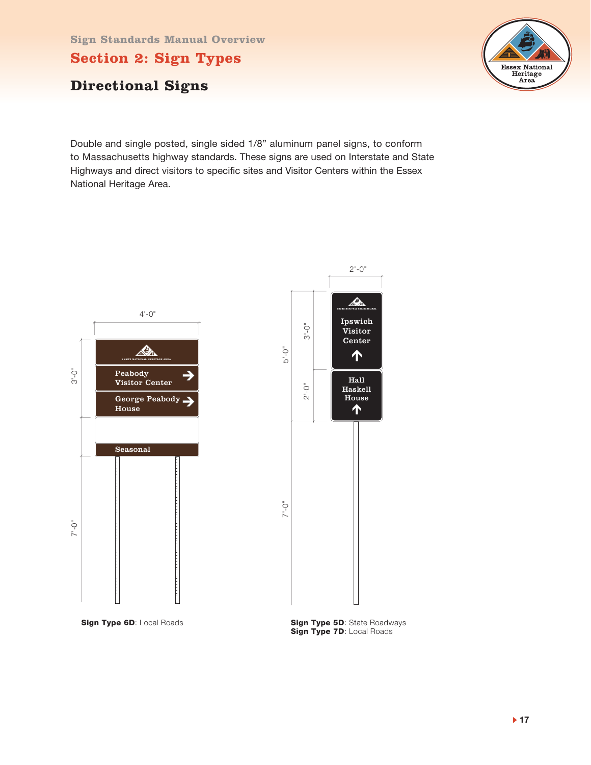Sign Standards Manual Overview

## Section 2: Sign Types

### Directional Signs

Double and single posted, single sided 1/8" aluminum panel signs, to conform to Massachusetts highway standards. These signs are used on Interstate and State Highways and direct visitors to specific sites and Visitor Centers within the Essex National Heritage Area.

4'-0"

3'-0"

7'-0"

ESSEX NATIONAL HERITAGE AREA

Peabody Visitor Center →

George Peabody House →

Seasonal

**Sign Type 6D**: Local Roads

2'-0"

5'-0"

3'-0"

2'-0"

7'-0"

ESSEX NATIONAL HERITAGE AREA

Ipswich Visitor Center ↑

Hall Haskell House ↑

**Sign Type 5D**: State Roadways
**Sign Type 7D**: Local Roads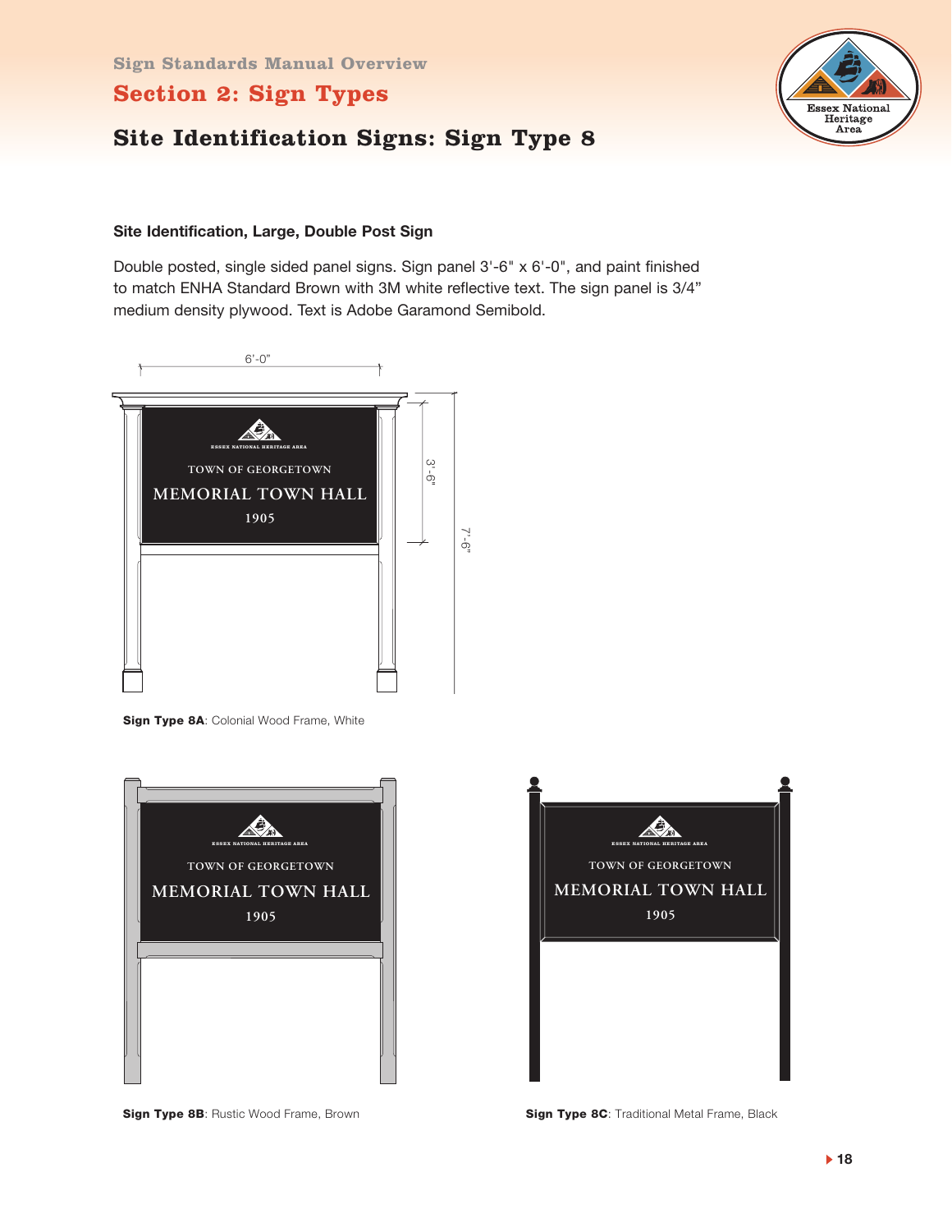Sign Standards Manual Overview

## Section 2: Sign Types

# Site Identification Signs: Sign Type 8

### Site Identification, Large, Double Post Sign

Double posted, single sided panel signs. Sign panel 3'-6" x 6'-0", and paint finished to match ENHA Standard Brown with 3M white reflective text. The sign panel is 3/4" medium density plywood. Text is Adobe Garamond Semibold.

**Sign Type 8A**: Colonial Wood Frame, White

**Sign Type 8B**: Rustic Wood Frame, Brown

**Sign Type 8C**: Traditional Metal Frame, Black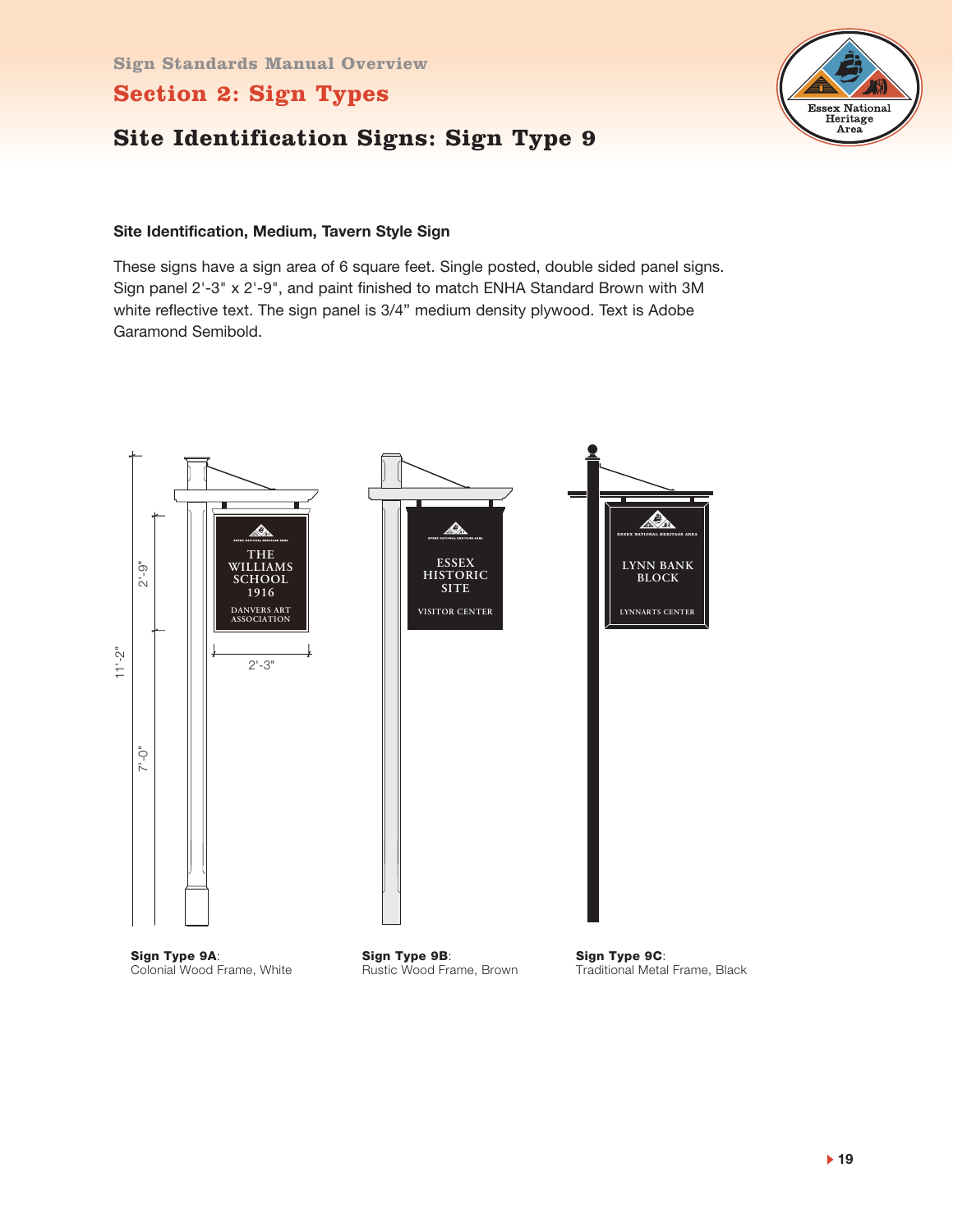Sign Standards Manual Overview

# Section 2: Sign Types

## Site Identification Signs: Sign Type 9

**Site Identification, Medium, Tavern Style Sign**

These signs have a sign area of 6 square feet. Single posted, double sided panel signs. Sign panel 2'-3" x 2'-9", and paint finished to match ENHA Standard Brown with 3M white reflective text. The sign panel is 3/4" medium density plywood. Text is Adobe Garamond Semibold.

**Sign Type 9A**: Colonial Wood Frame, White

**Sign Type 9B**: Rustic Wood Frame, Brown

**Sign Type 9C**: Traditional Metal Frame, Black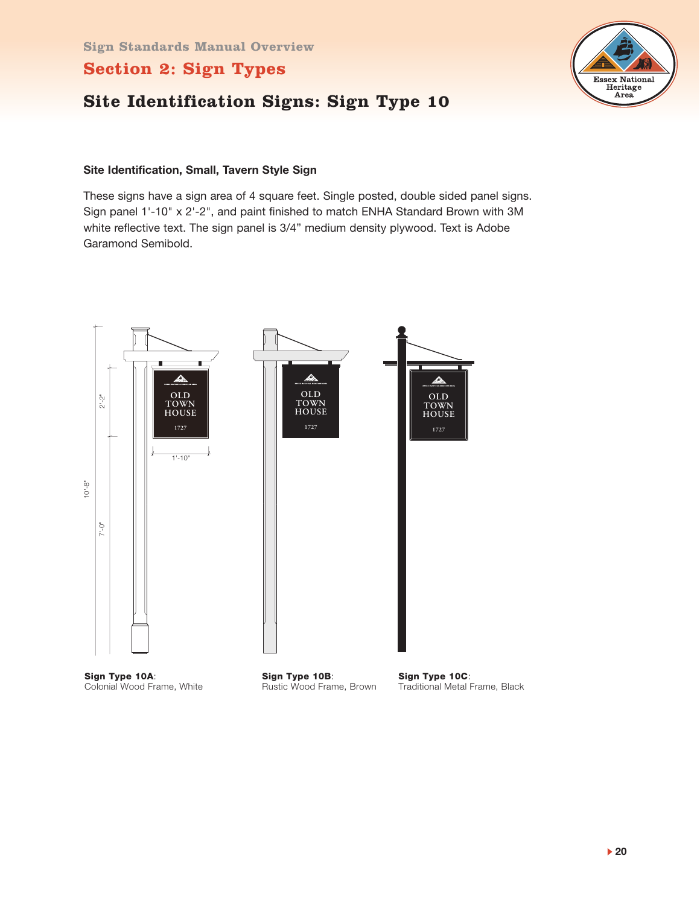Sign Standards Manual Overview

# Section 2: Sign Types

## Site Identification Signs: Sign Type 10

### Site Identification, Small, Tavern Style Sign

These signs have a sign area of 4 square feet. Single posted, double sided panel signs. Sign panel 1'-10" x 2'-2", and paint finished to match ENHA Standard Brown with 3M white reflective text. The sign panel is 3/4" medium density plywood. Text is Adobe Garamond Semibold.

**Sign Type 10A**:
Colonial Wood Frame, White

**Sign Type 10B**:
Rustic Wood Frame, Brown

**Sign Type 10C**:
Traditional Metal Frame, Black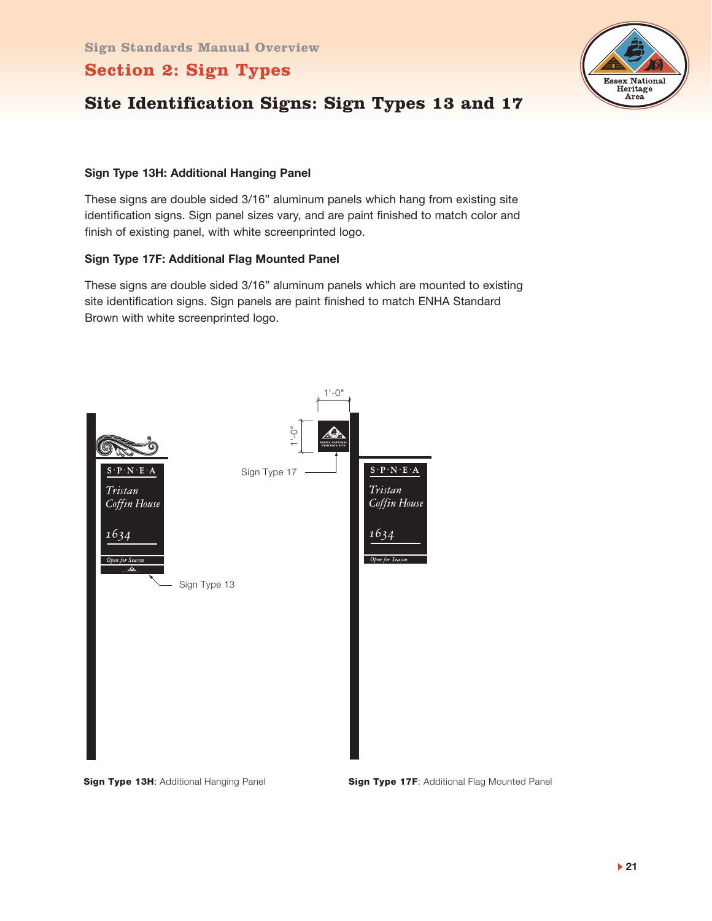Sign Standards Manual Overview

# Section 2: Sign Types

## Site Identification Signs: Sign Types 13 and 17

**Sign Type 13H: Additional Hanging Panel**

These signs are double sided 3/16" aluminum panels which hang from existing site identification signs. Sign panel sizes vary, and are paint finished to match color and finish of existing panel, with white screenprinted logo.

**Sign Type 17F: Additional Flag Mounted Panel**

These signs are double sided 3/16" aluminum panels which are mounted to existing site identification signs. Sign panels are paint finished to match ENHA Standard Brown with white screenprinted logo.

**Sign Type 13H**: Additional Hanging Panel

**Sign Type 17F**: Additional Flag Mounted Panel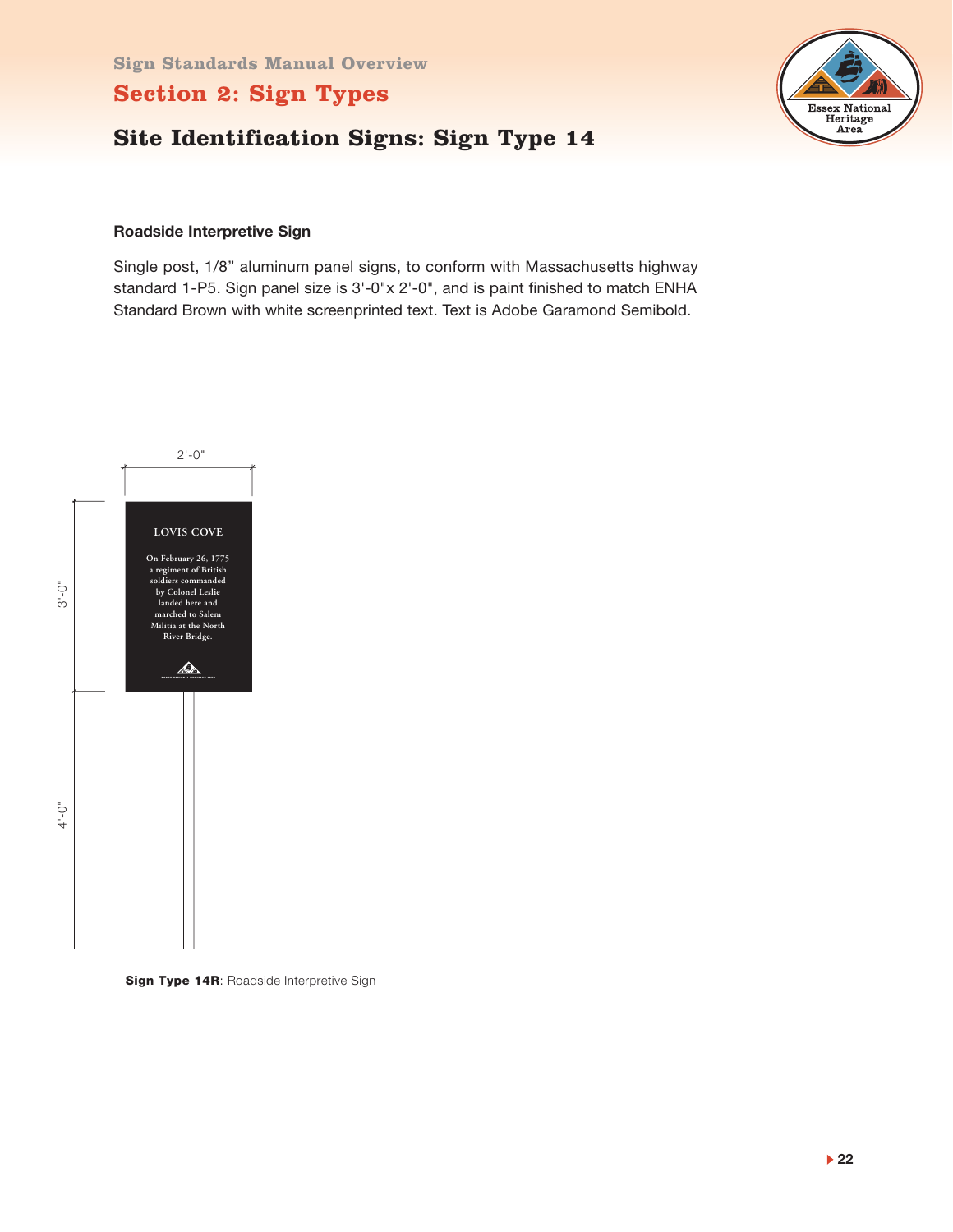Sign Standards Manual Overview

# Section 2: Sign Types

## Site Identification Signs: Sign Type 14

### Roadside Interpretive Sign

Single post, 1/8” aluminum panel signs, to conform with Massachusetts highway standard 1-P5. Sign panel size is 3'-0"x 2'-0", and is paint finished to match ENHA Standard Brown with white screenprinted text. Text is Adobe Garamond Semibold.

2'-0"

3'-0"

4'-0"

LOVIS COVE

On February 26, 1775 a regiment of British soldiers commanded by Colonel Leslie landed here and marched to Salem Militia at the North River Bridge.

**Sign Type 14R**: Roadside Interpretive Sign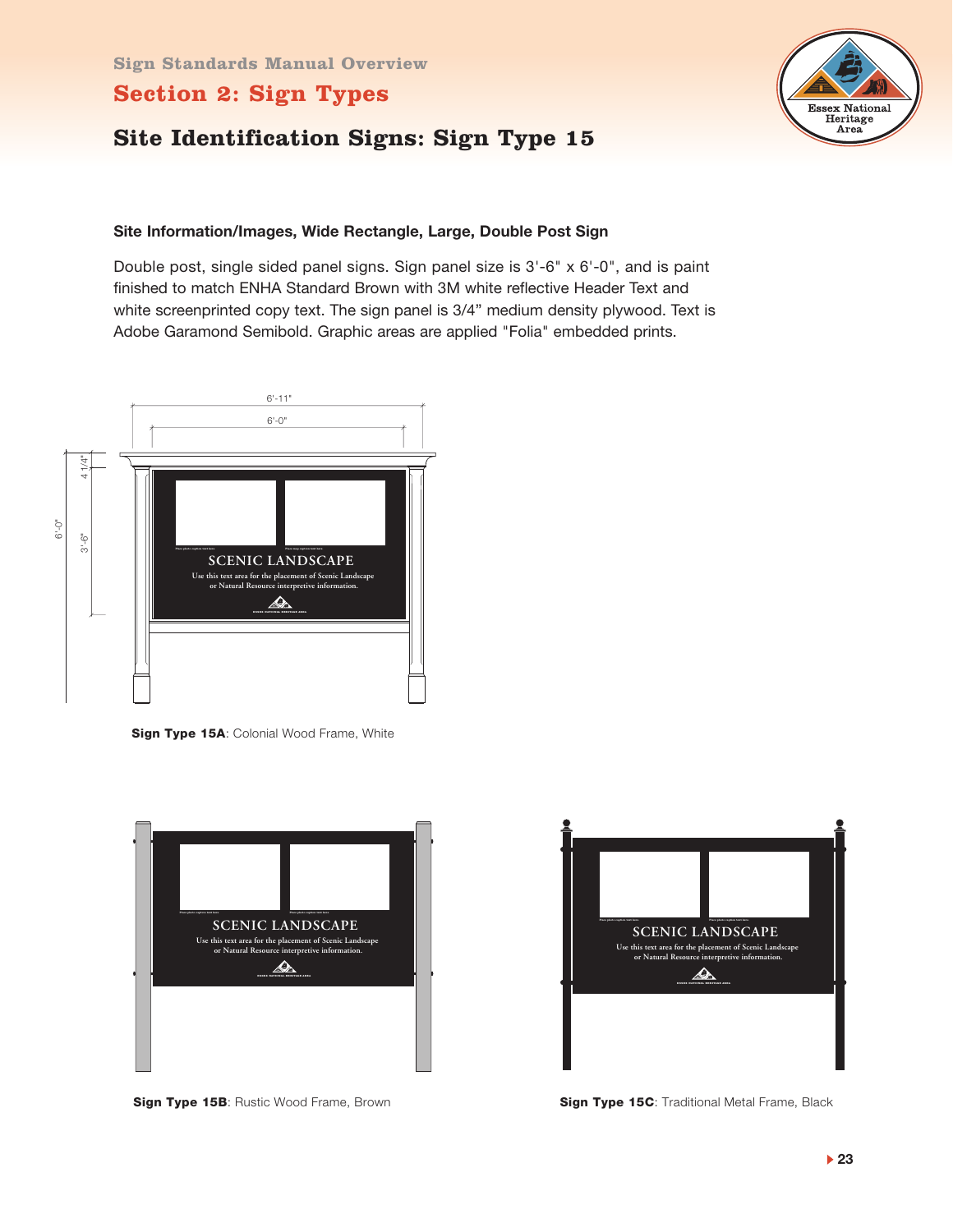Sign Standards Manual Overview

## Section 2: Sign Types

# Site Identification Signs: Sign Type 15

### Site Information/Images, Wide Rectangle, Large, Double Post Sign

Double post, single sided panel signs. Sign panel size is 3'-6" x 6'-0", and is paint finished to match ENHA Standard Brown with 3M white reflective Header Text and white screenprinted copy text. The sign panel is 3/4" medium density plywood. Text is Adobe Garamond Semibold. Graphic areas are applied "Folia" embedded prints.

**Sign Type 15A**: Colonial Wood Frame, White

**Sign Type 15B**: Rustic Wood Frame, Brown

**Sign Type 15C**: Traditional Metal Frame, Black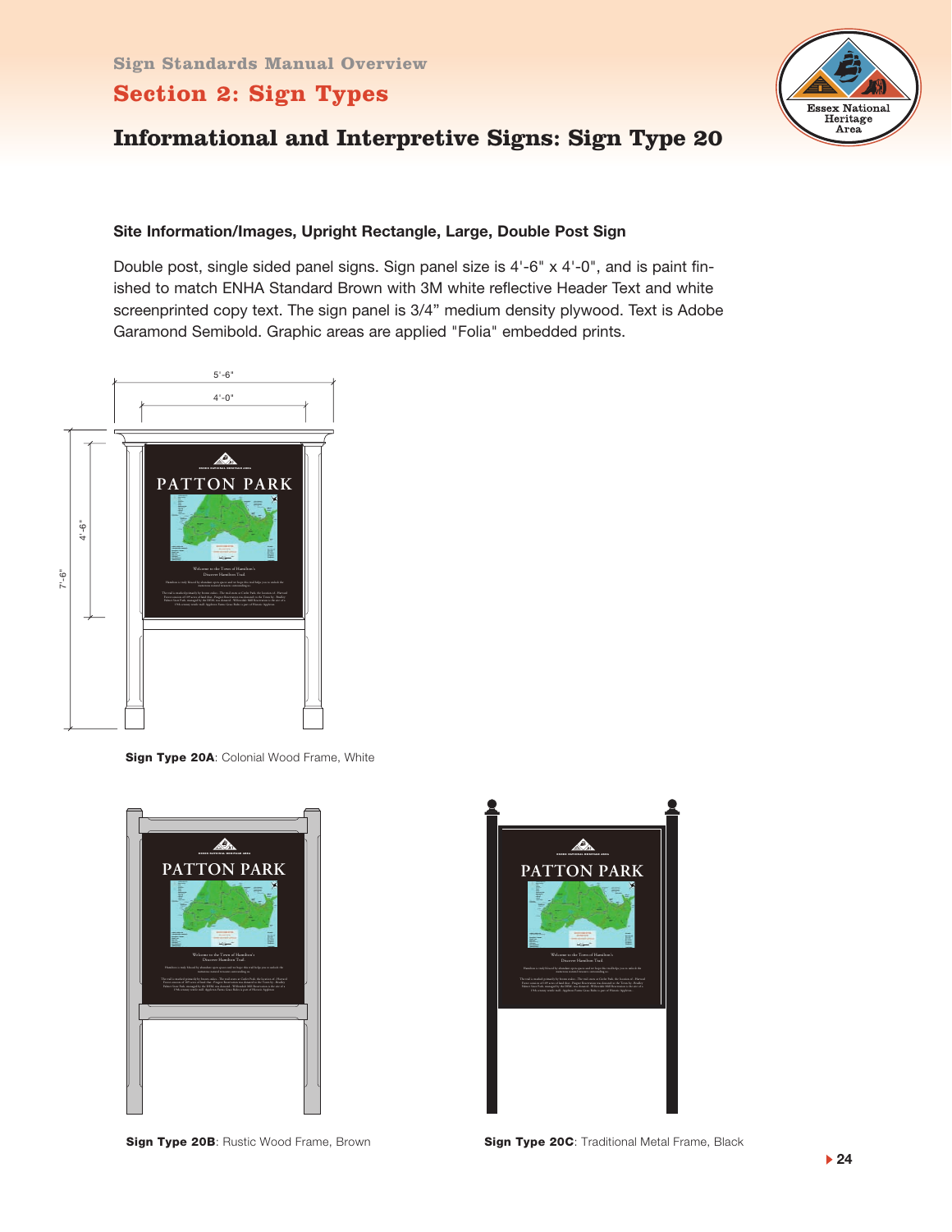Sign Standards Manual Overview

# Section 2: Sign Types

## Informational and Interpretive Signs: Sign Type 20

### Site Information/Images, Upright Rectangle, Large, Double Post Sign

Double post, single sided panel signs. Sign panel size is 4'-6" x 4'-0", and is paint finished to match ENHA Standard Brown with 3M white reflective Header Text and white screenprinted copy text. The sign panel is 3/4" medium density plywood. Text is Adobe Garamond Semibold. Graphic areas are applied "Folia" embedded prints.

5'-6"

4'-0"

4'-6"

7'-6"

**Sign Type 20A**: Colonial Wood Frame, White

**Sign Type 20B**: Rustic Wood Frame, Brown

**Sign Type 20C**: Traditional Metal Frame, Black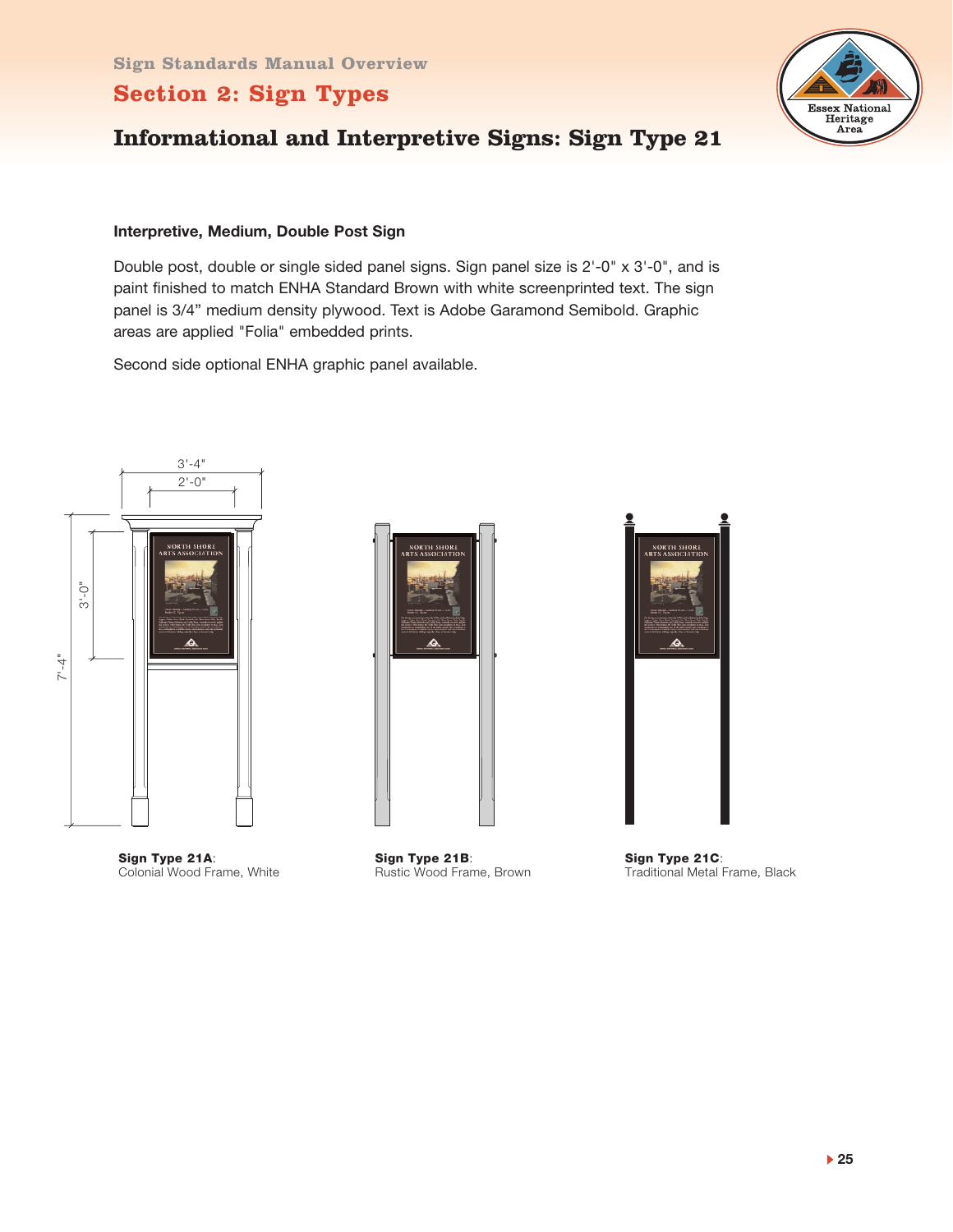Sign Standards Manual Overview

# Section 2: Sign Types

## Informational and Interpretive Signs: Sign Type 21

**Interpretive, Medium, Double Post Sign**

Double post, double or single sided panel signs. Sign panel size is 2'-0" x 3'-0", and is paint finished to match ENHA Standard Brown with white screenprinted text. The sign panel is 3/4" medium density plywood. Text is Adobe Garamond Semibold. Graphic areas are applied "Folia" embedded prints.

Second side optional ENHA graphic panel available.

**Sign Type 21A**:
Colonial Wood Frame, White

**Sign Type 21B**:
Rustic Wood Frame, Brown

**Sign Type 21C**:
Traditional Metal Frame, Black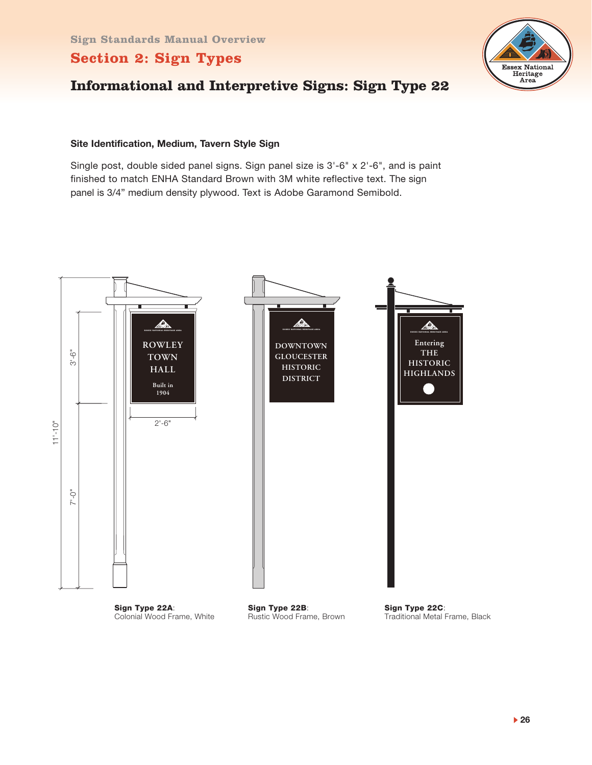Sign Standards Manual Overview

# Section 2: Sign Types

## Informational and Interpretive Signs: Sign Type 22

### Site Identification, Medium, Tavern Style Sign

Single post, double sided panel signs. Sign panel size is 3'-6" x 2'-6", and is paint finished to match ENHA Standard Brown with 3M white reflective text. The sign panel is 3/4" medium density plywood. Text is Adobe Garamond Semibold.

11'-10"

3'-6"

7'-0"

2'-6"

ROWLEY TOWN HALL Built in 1904

DOWNTOWN GLOUCESTER HISTORIC DISTRICT

Entering THE HISTORIC HIGHLANDS

**Sign Type 22A**: Colonial Wood Frame, White

**Sign Type 22B**: Rustic Wood Frame, Brown

**Sign Type 22C**: Traditional Metal Frame, Black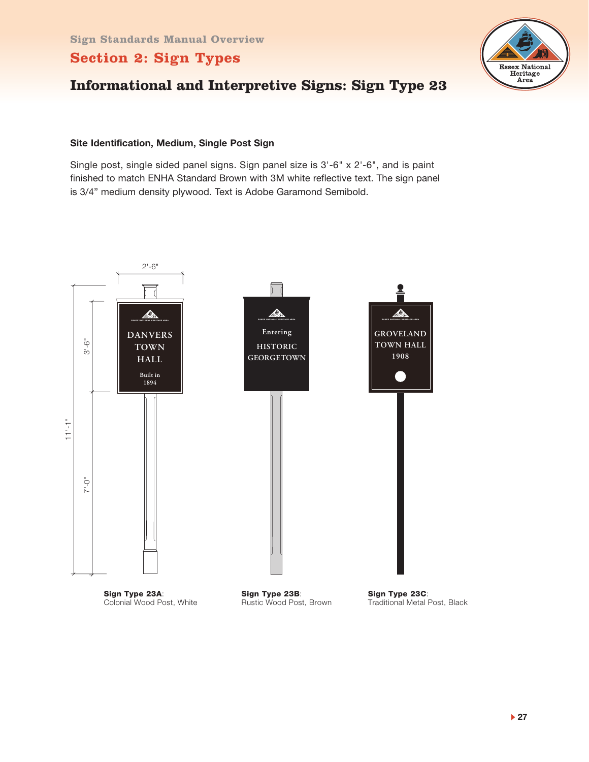## Section 2: Sign Types

## Informational and Interpretive Signs: Sign Type 23

### Site Identification, Medium, Single Post Sign

Single post, single sided panel signs. Sign panel size is 3'-6" x 2'-6", and is paint finished to match ENHA Standard Brown with 3M white reflective text. The sign panel is 3/4" medium density plywood. Text is Adobe Garamond Semibold.

**Sign Type 23A**: Colonial Wood Post, White

**Sign Type 23B**: Rustic Wood Post, Brown

**Sign Type 23C**: Traditional Metal Post, Black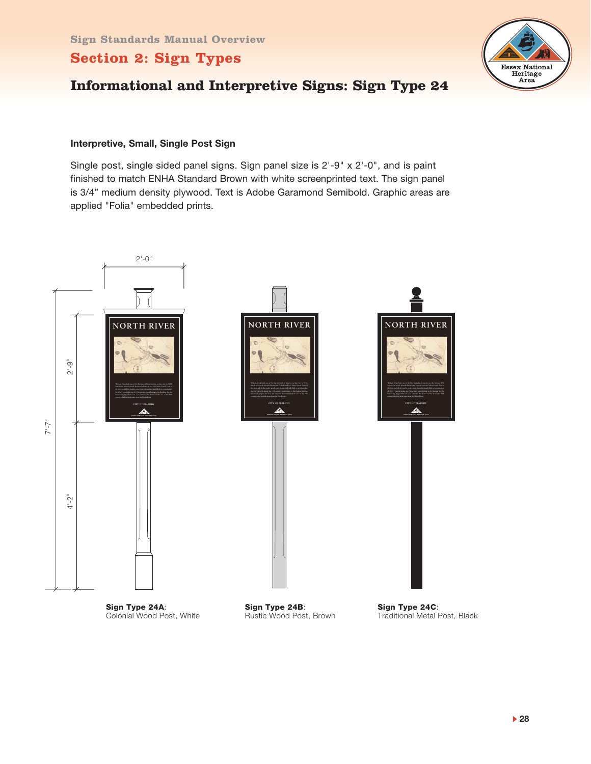Sign Standards Manual Overview

## Section 2: Sign Types

# Informational and Interpretive Signs: Sign Type 24

### Interpretive, Small, Single Post Sign

Single post, single sided panel signs. Sign panel size is 2'-9" x 2'-0", and is paint finished to match ENHA Standard Brown with white screenprinted text. The sign panel is 3/4” medium density plywood. Text is Adobe Garamond Semibold. Graphic areas are applied "Folia" embedded prints.

**Sign Type 24A**: Colonial Wood Post, White

**Sign Type 24B**: Rustic Wood Post, Brown

**Sign Type 24C**: Traditional Metal Post, Black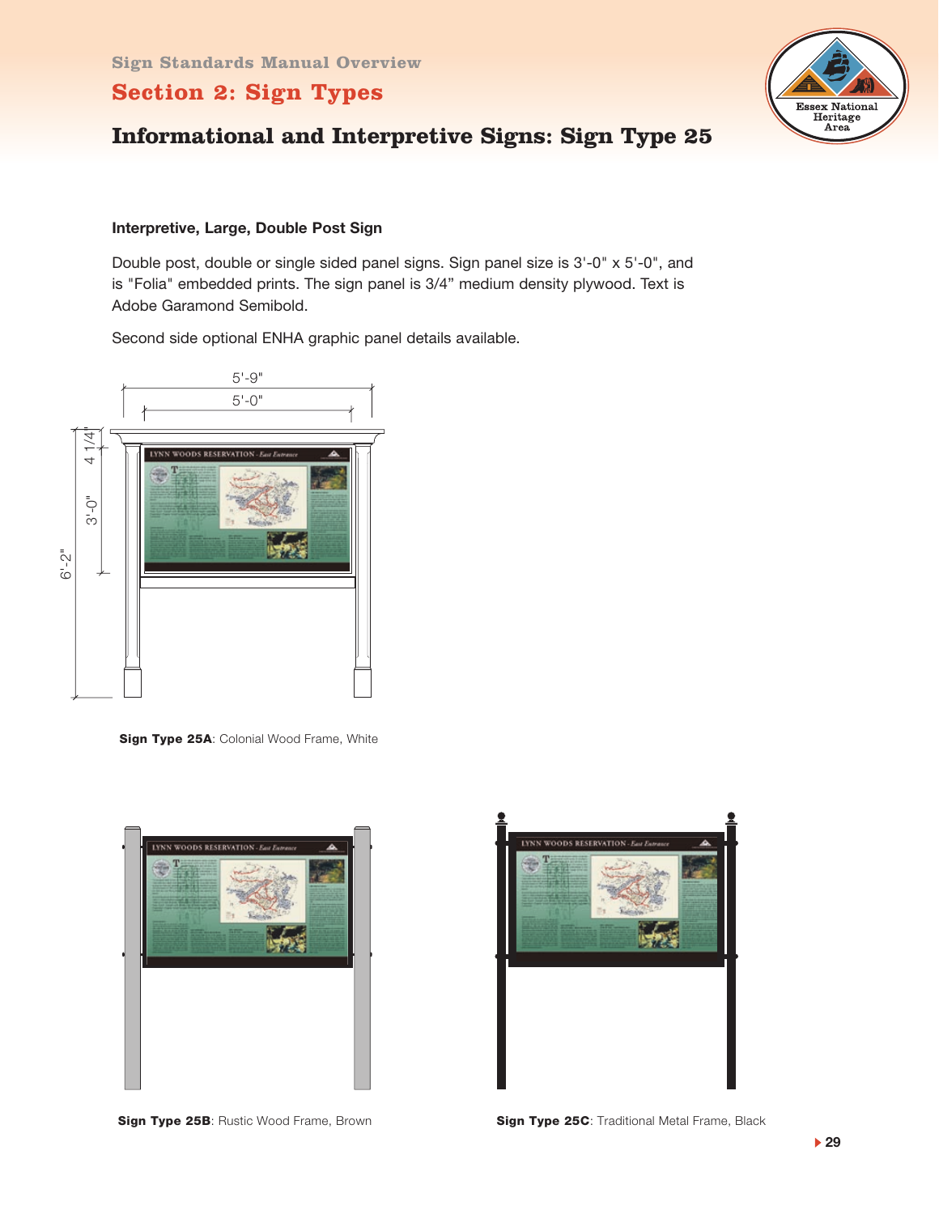Sign Standards Manual Overview

## Section 2: Sign Types

# Informational and Interpretive Signs: Sign Type 25

### Interpretive, Large, Double Post Sign

Double post, double or single sided panel signs. Sign panel size is 3'-0" x 5'-0", and is "Folia" embedded prints. The sign panel is 3/4" medium density plywood. Text is Adobe Garamond Semibold.

Second side optional ENHA graphic panel details available.

**Sign Type 25A**: Colonial Wood Frame, White

**Sign Type 25B**: Rustic Wood Frame, Brown

**Sign Type 25C**: Traditional Metal Frame, Black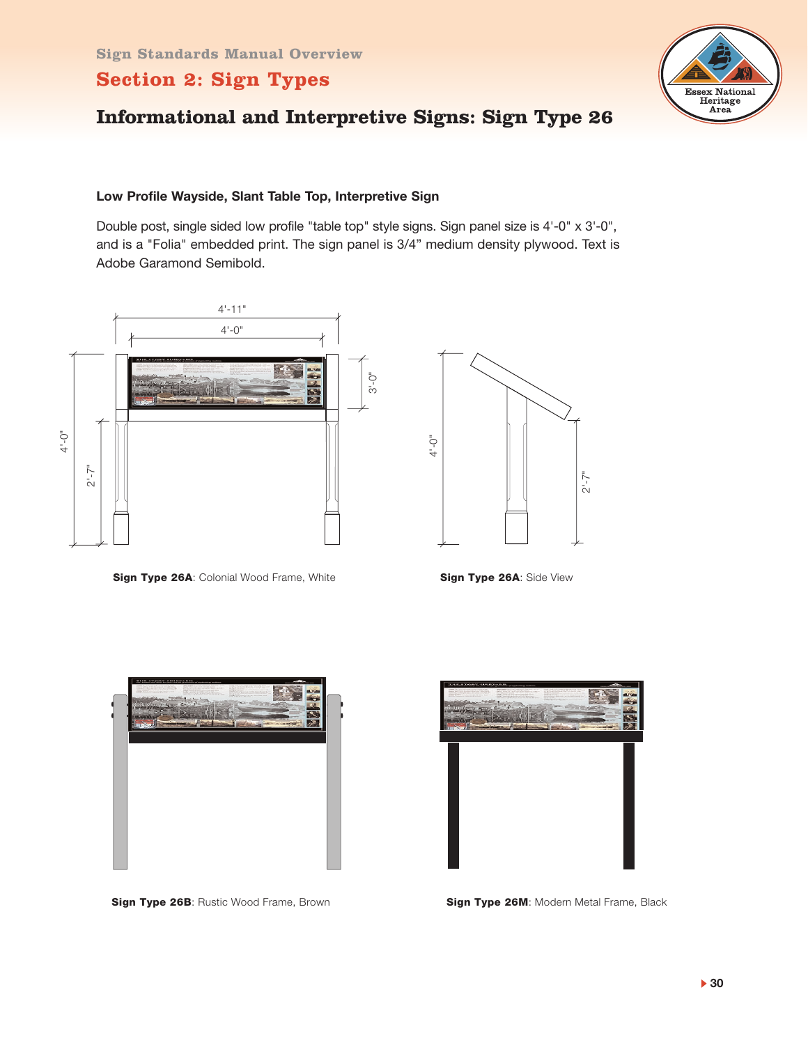Sign Standards Manual Overview

# Section 2: Sign Types

## Informational and Interpretive Signs: Sign Type 26

### Low Profile Wayside, Slant Table Top, Interpretive Sign

Double post, single sided low profile "table top" style signs. Sign panel size is 4'-0" x 3'-0", and is a "Folia" embedded print. The sign panel is 3/4" medium density plywood. Text is Adobe Garamond Semibold.

4'-11"

4'-0"

3'-0"

4'-0"

2'-7"

4'-0"

2'-7"

**Sign Type 26A**: Colonial Wood Frame, White

**Sign Type 26A**: Side View

**Sign Type 26B**: Rustic Wood Frame, Brown

**Sign Type 26M**: Modern Metal Frame, Black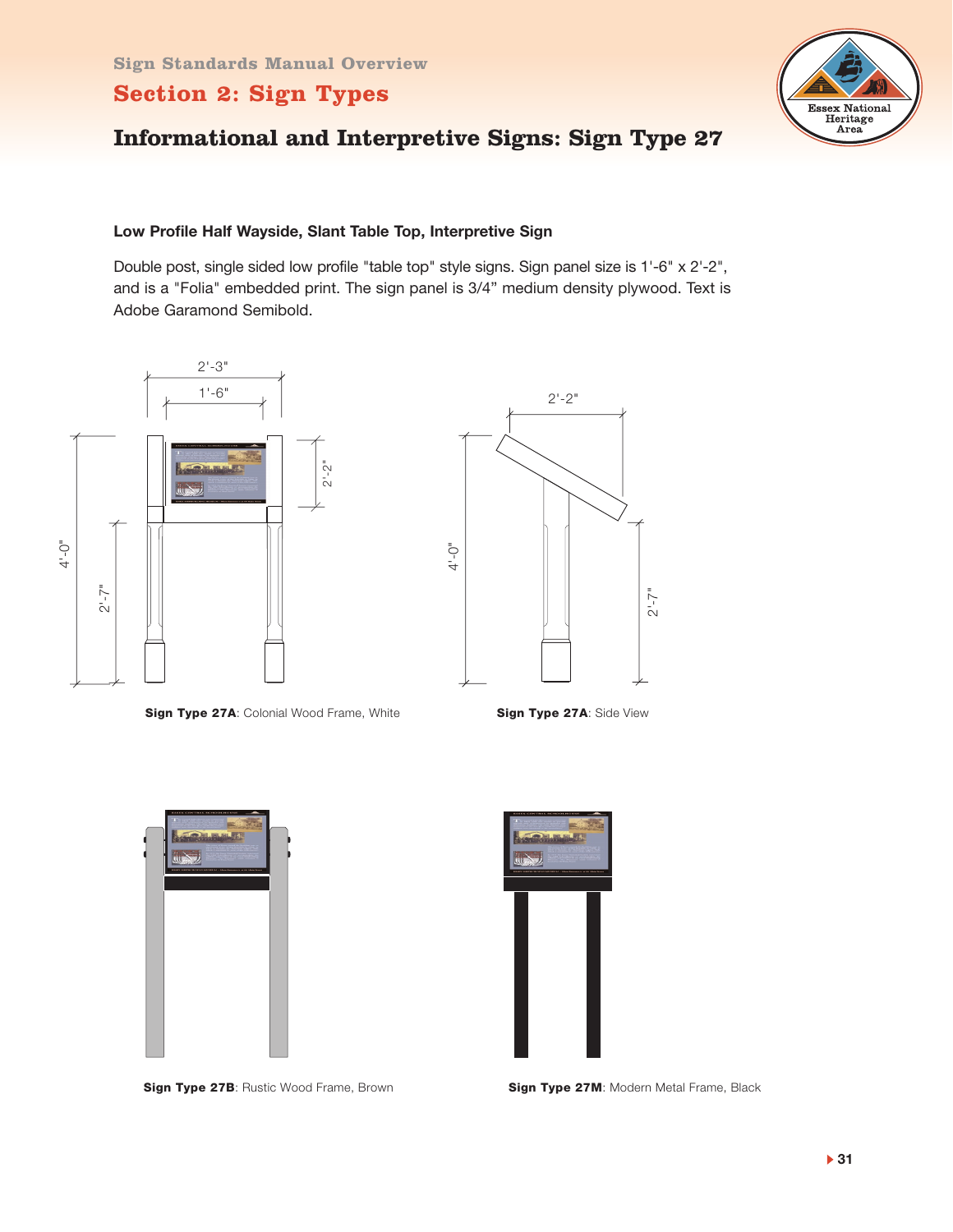Sign Standards Manual Overview

## Section 2: Sign Types

# Informational and Interpretive Signs: Sign Type 27

### Low Profile Half Wayside, Slant Table Top, Interpretive Sign

Double post, single sided low profile "table top" style signs. Sign panel size is 1'-6" x 2'-2", and is a "Folia" embedded print. The sign panel is 3/4" medium density plywood. Text is Adobe Garamond Semibold.

**Sign Type 27A**: Colonial Wood Frame, White

**Sign Type 27A**: Side View

**Sign Type 27B**: Rustic Wood Frame, Brown

**Sign Type 27M**: Modern Metal Frame, Black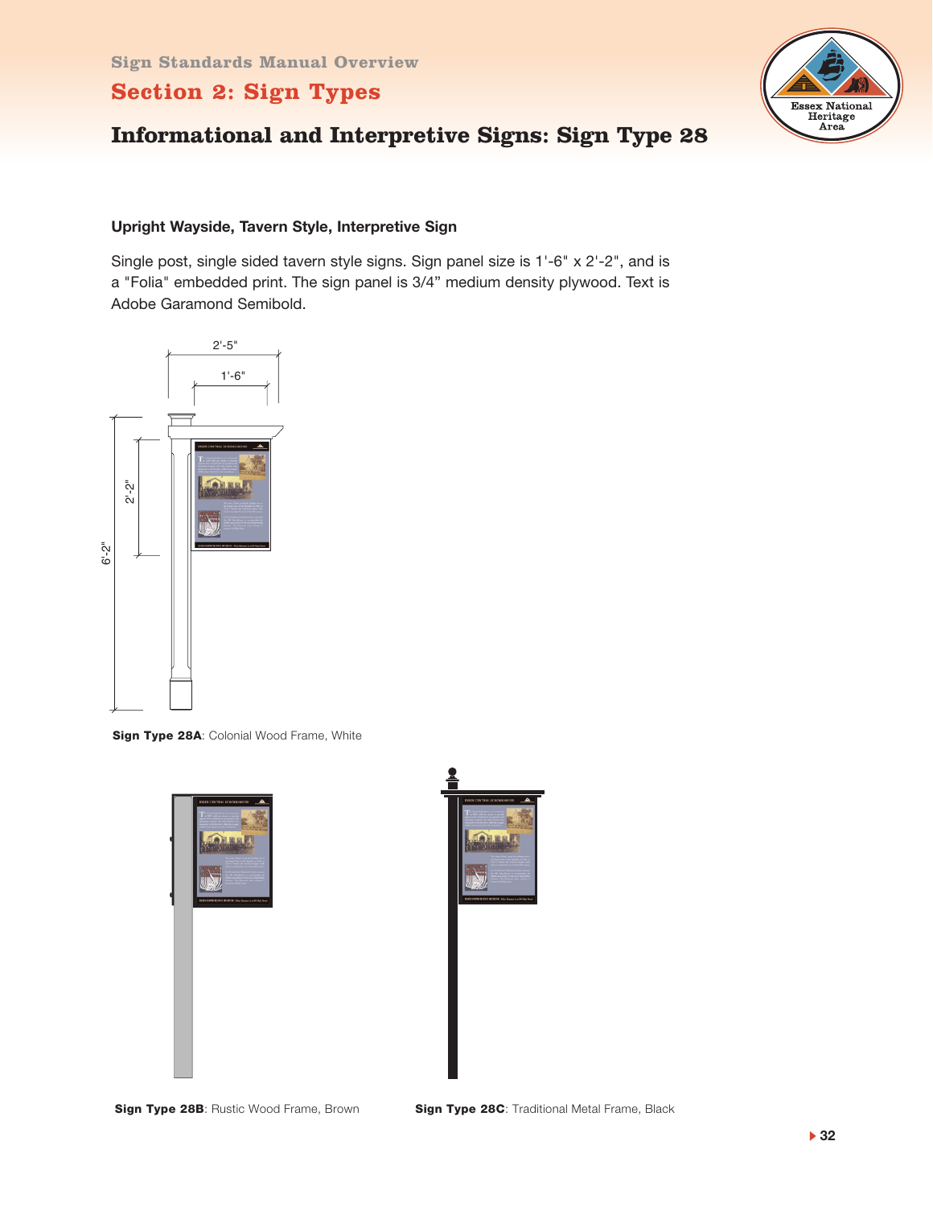Sign Standards Manual Overview

## Section 2: Sign Types

# Informational and Interpretive Signs: Sign Type 28

### Upright Wayside, Tavern Style, Interpretive Sign

Single post, single sided tavern style signs. Sign panel size is 1'-6" x 2'-2", and is a "Folia" embedded print. The sign panel is 3/4" medium density plywood. Text is Adobe Garamond Semibold.

2'-5"

1'-6"

2'-2"

6'-2"

**Sign Type 28A**: Colonial Wood Frame, White

**Sign Type 28B**: Rustic Wood Frame, Brown

**Sign Type 28C**: Traditional Metal Frame, Black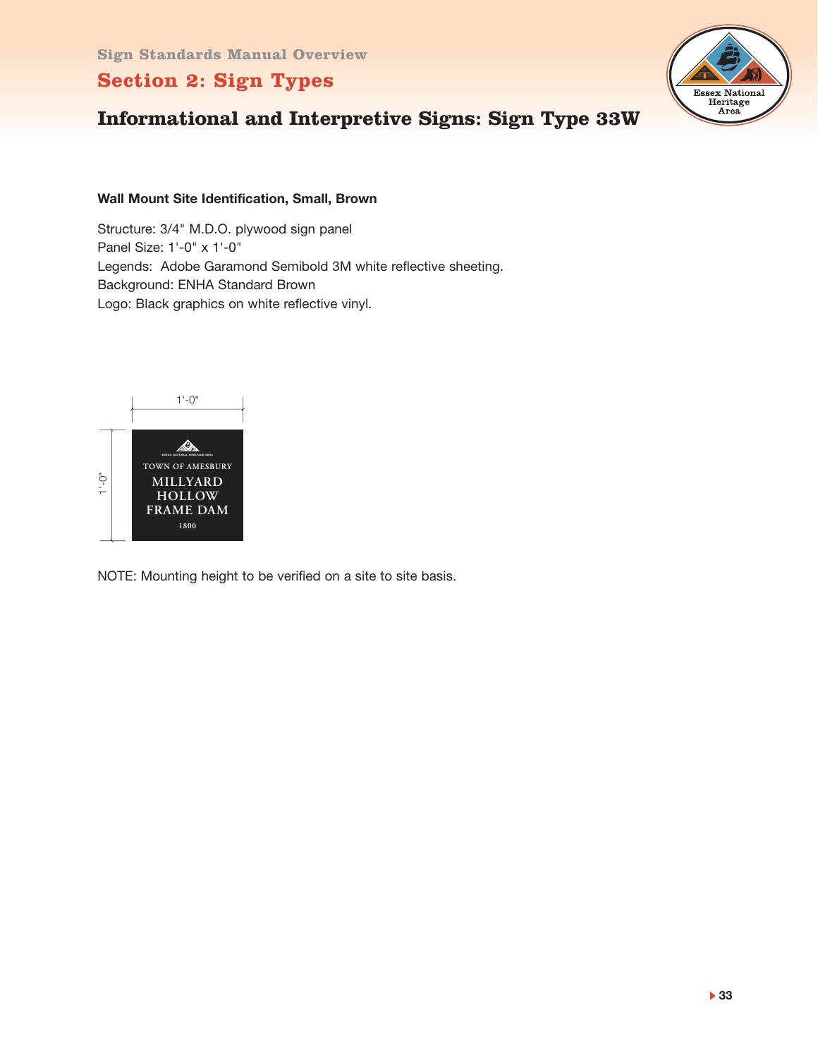Sign Standards Manual Overview

## Section 2: Sign Types

# Informational and Interpretive Signs: Sign Type 33W

**Wall Mount Site Identification, Small, Brown**

Structure: 3/4" M.D.O. plywood sign panel
Panel Size: 1'-0" x 1'-0"
Legends: Adobe Garamond Semibold 3M white reflective sheeting.
Background: ENHA Standard Brown
Logo: Black graphics on white reflective vinyl.

1'-0"

1'-0"

ESSEX NATIONAL HERITAGE AREA
TOWN OF AMESBURY
MILLYARD
HOLLOW
FRAME DAM
1800

NOTE: Mounting height to be verified on a site to site basis.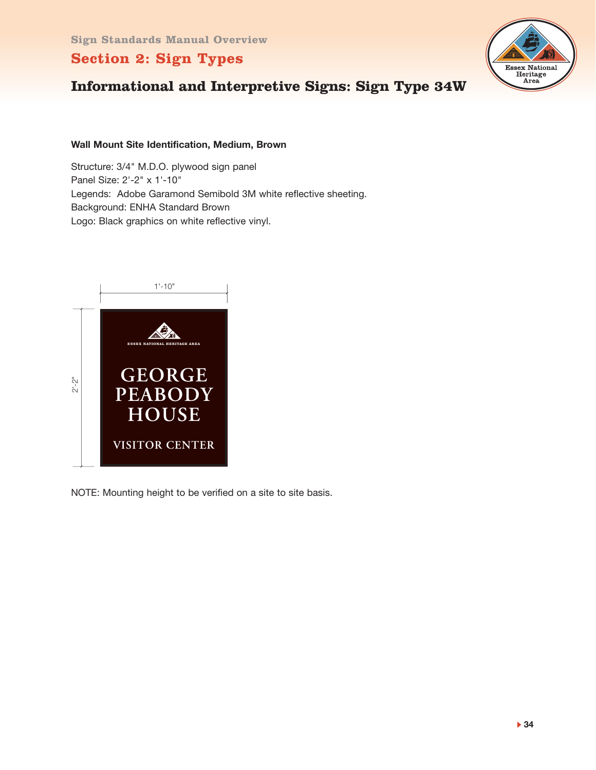Sign Standards Manual Overview

## Section 2: Sign Types

### Informational and Interpretive Signs: Sign Type 34W

**Wall Mount Site Identification, Medium, Brown**

Structure: 3/4" M.D.O. plywood sign panel
Panel Size: 2'-2" x 1'-10"
Legends: Adobe Garamond Semibold 3M white reflective sheeting.
Background: ENHA Standard Brown
Logo: Black graphics on white reflective vinyl.

1'-10"

2'-2"

ESSEX NATIONAL HERITAGE AREA

GEORGE PEABODY HOUSE

VISITOR CENTER

NOTE: Mounting height to be verified on a site to site basis.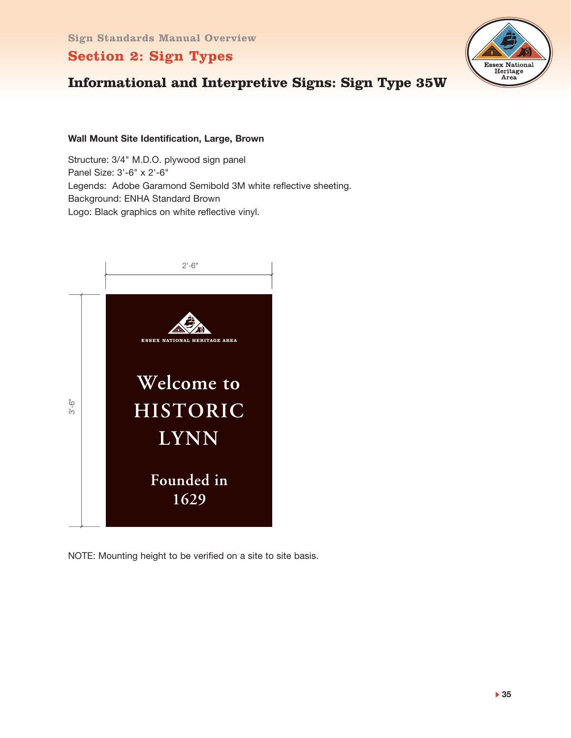Sign Standards Manual Overview

## Section 2: Sign Types

# Informational and Interpretive Signs: Sign Type 35W

**Wall Mount Site Identification, Large, Brown**

Structure: 3/4" M.D.O. plywood sign panel
Panel Size: 3'-6" x 2'-6"
Legends: Adobe Garamond Semibold 3M white reflective sheeting.
Background: ENHA Standard Brown
Logo: Black graphics on white reflective vinyl.

2'-6"

3'-6"

ESSEX NATIONAL HERITAGE AREA

Welcome to
HISTORIC
LYNN

Founded in
1629

NOTE: Mounting height to be verified on a site to site basis.